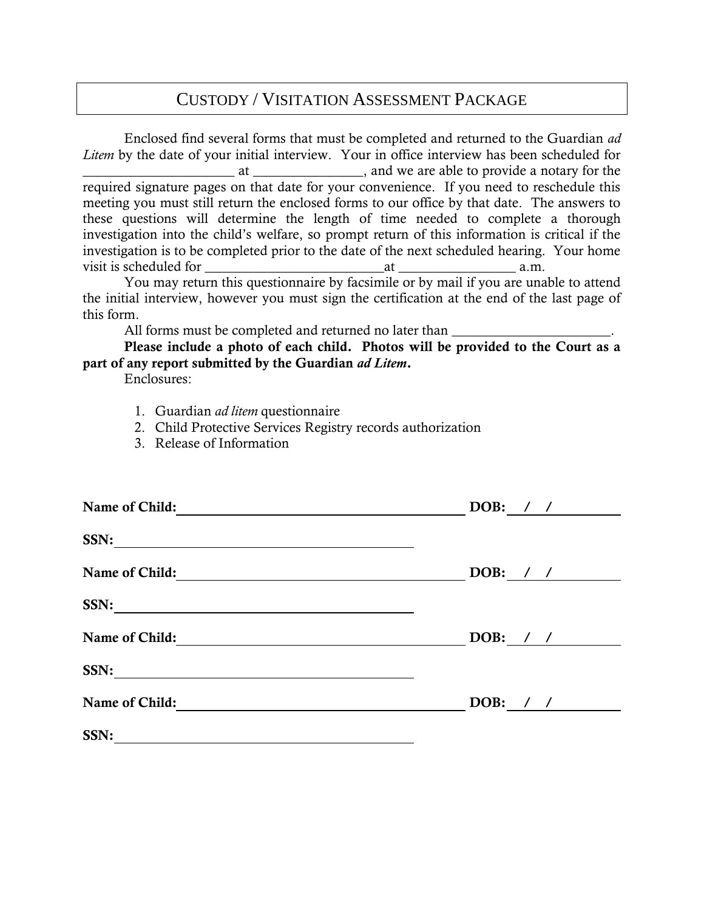# CUSTODY / VISITATION ASSESSMENT PACKAGE

Enclosed find several forms that must be completed and returned to the Guardian *ad Litem* by the date of your initial interview. Your in office interview has been scheduled for ______________________ at ________________, and we are able to provide a notary for the required signature pages on that date for your convenience. If you need to reschedule this meeting you must still return the enclosed forms to our office by that date. The answers to these questions will determine the length of time needed to complete a thorough investigation into the child's welfare, so prompt return of this information is critical if the investigation is to be completed prior to the date of the next scheduled hearing. Your home visit is scheduled for __________________________at _________________ a.m.

You may return this questionnaire by facsimile or by mail if you are unable to attend the initial interview, however you must sign the certification at the end of the last page of this form.

All forms must be completed and returned no later than _______________________.

**Please include a photo of each child. Photos will be provided to the Court as a part of any report submitted by the Guardian *ad Litem*.**

Enclosures:

1. Guardian *ad litem* questionnaire
2. Child Protective Services Registry records authorization
3. Release of Information

**Name of Child:** ____________________________________________ **DOB:** ___/___/________

**SSN:** ____________________________________________

**Name of Child:** ____________________________________________ **DOB:** ___/___/________

**SSN:** ____________________________________________

**Name of Child:** ____________________________________________ **DOB:** ___/___/________

**SSN:** ____________________________________________

**Name of Child:** ____________________________________________ **DOB:** ___/___/________

**SSN:** ____________________________________________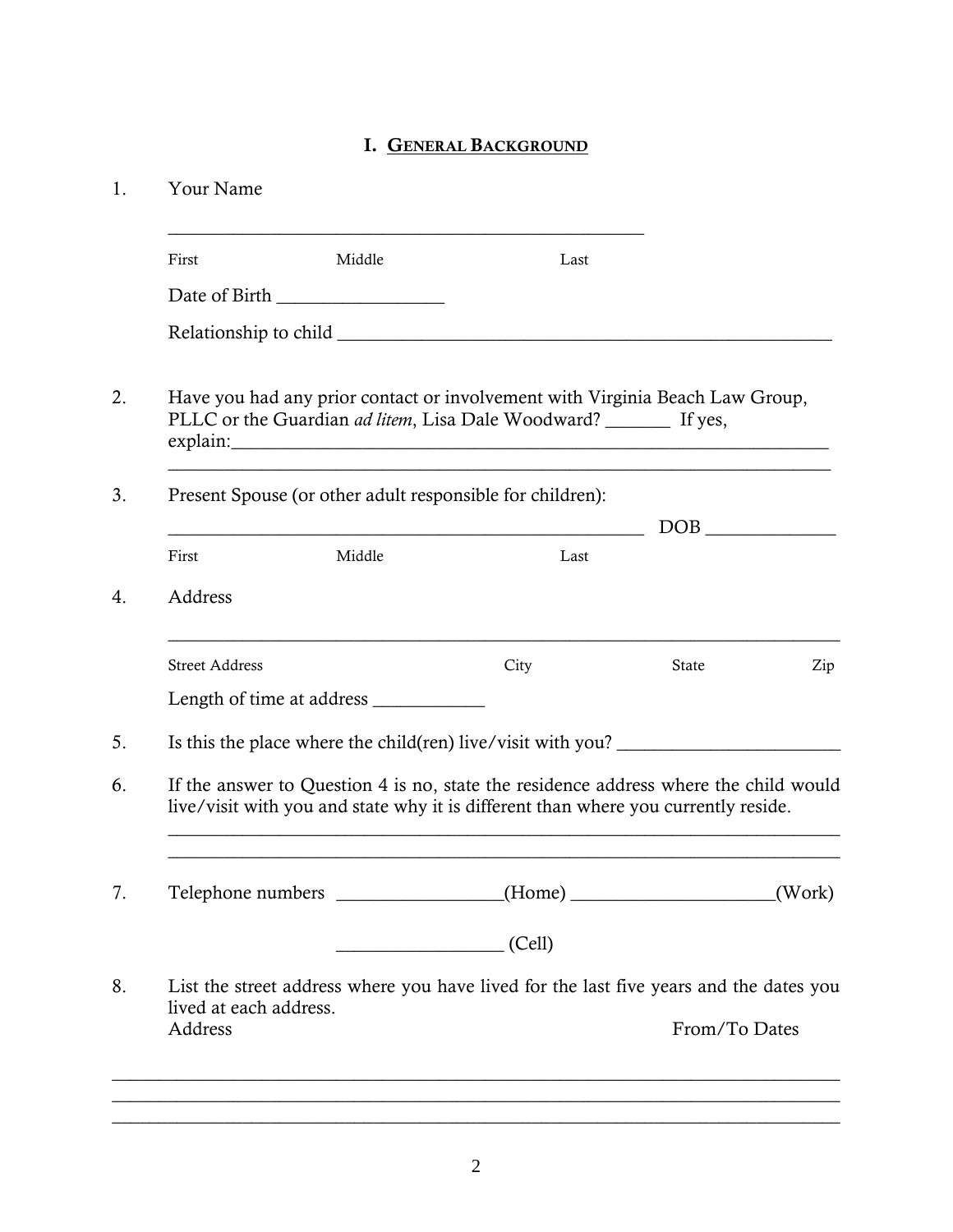## I. GENERAL BACKGROUND

1. Your Name

   ______________________________________________

   First                Middle                Last

   Date of Birth _______________

   Relationship to child ____________________________________________

2. Have you had any prior contact or involvement with Virginia Beach Law Group, PLLC or the Guardian *ad litem*, Lisa Dale Woodward? ______ If yes, explain:_______________________________________________________
   ______________________________________________________________

3. Present Spouse (or other adult responsible for children):

   ______________________________________________ DOB ___________

   First                Middle                Last

4. Address

   ______________________________________________________________

   Street Address                City                State                Zip

   Length of time at address __________

5. Is this the place where the child(ren) live/visit with you? ____________________

6. If the answer to Question 4 is no, state the residence address where the child would live/visit with you and state why it is different than where you currently reside.

   ______________________________________________________________
   ______________________________________________________________

7. Telephone numbers _______________(Home) __________________(Work)

   _______________ (Cell)

8. List the street address where you have lived for the last five years and the dates you lived at each address.

   Address                                                  From/To Dates

______________________________________________________________________
______________________________________________________________________
______________________________________________________________________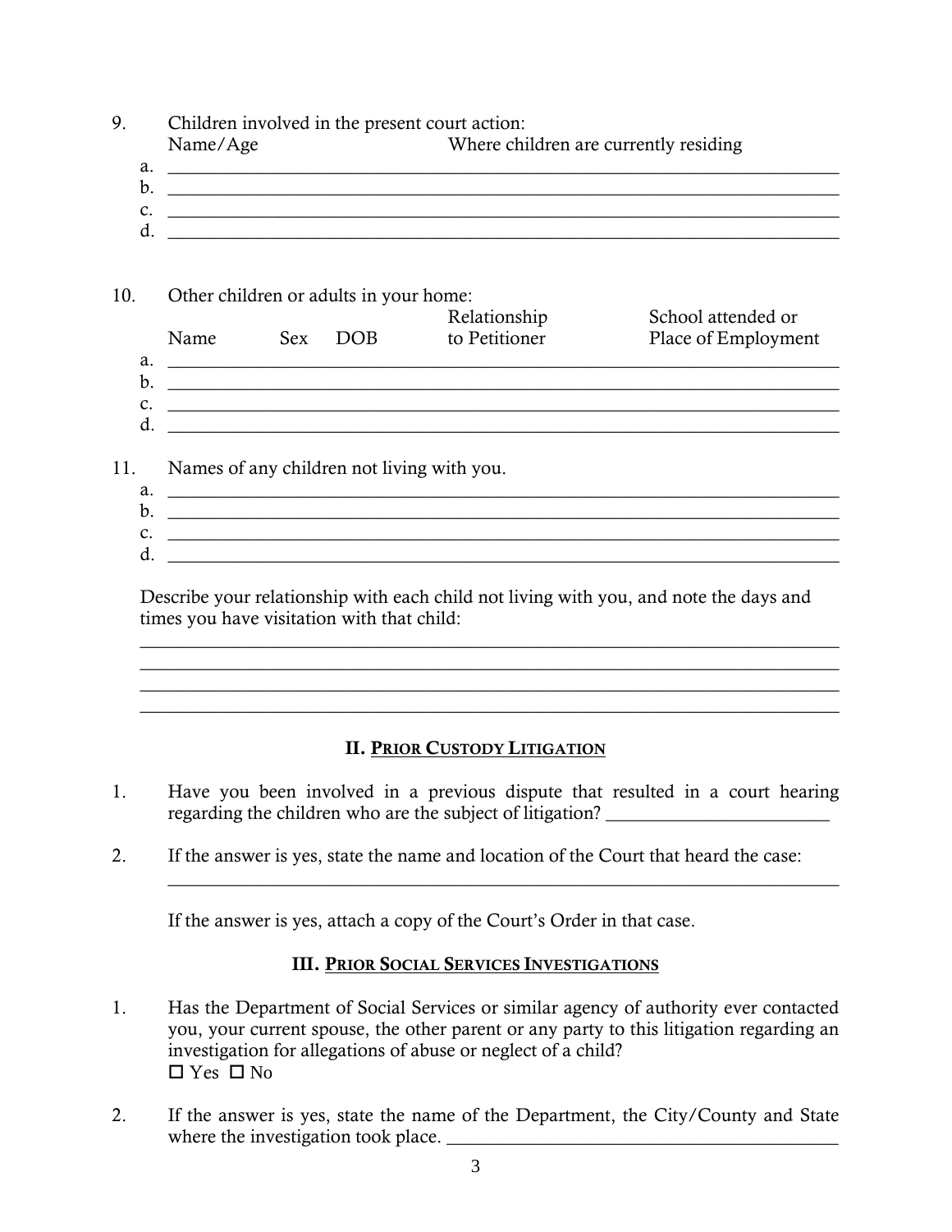9. Children involved in the present court action:

   Name/Age — Where children are currently residing

   a. ____________________________________________
   b. ____________________________________________
   c. ____________________________________________
   d. ____________________________________________

10. Other children or adults in your home:

| Name | Sex | DOB | Relationship to Petitioner | School attended or Place of Employment |
|---|---|---|---|---|
| a. | | | | |
| b. | | | | |
| c. | | | | |
| d. | | | | |

11. Names of any children not living with you.

   a. ____________________________________________
   b. ____________________________________________
   c. ____________________________________________
   d. ____________________________________________

   Describe your relationship with each child not living with you, and note the days and times you have visitation with that child:

   ____________________________________________
   ____________________________________________
   ____________________________________________
   ____________________________________________

## II. Prior Custody Litigation

1. Have you been involved in a previous dispute that resulted in a court hearing regarding the children who are the subject of litigation? ________________________

2. If the answer is yes, state the name and location of the Court that heard the case:

   ____________________________________________

   If the answer is yes, attach a copy of the Court's Order in that case.

## III. Prior Social Services Investigations

1. Has the Department of Social Services or similar agency of authority ever contacted you, your current spouse, the other parent or any party to this litigation regarding an investigation for allegations of abuse or neglect of a child?

   ☐ Yes ☐ No

2. If the answer is yes, state the name of the Department, the City/County and State where the investigation took place. ____________________________________________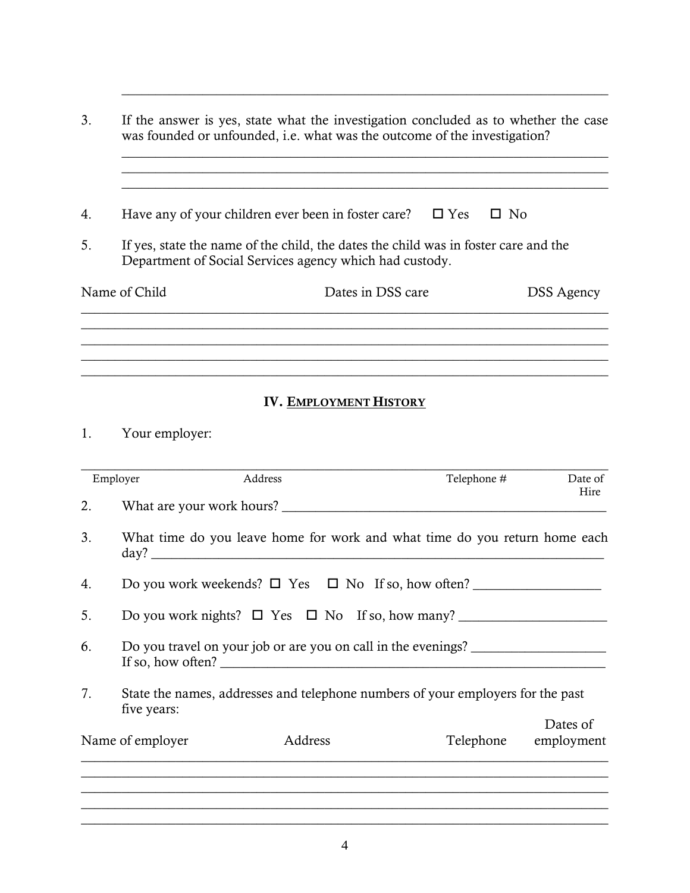_______________________________________________________________________

3. If the answer is yes, state what the investigation concluded as to whether the case was founded or unfounded, i.e. what was the outcome of the investigation?

_______________________________________________________________________
_______________________________________________________________________
_______________________________________________________________________

4. Have any of your children ever been in foster care? ☐ Yes ☐ No

5. If yes, state the name of the child, the dates the child was in foster care and the Department of Social Services agency which had custody.

| Name of Child | Dates in DSS care | DSS Agency |
| --- | --- | --- |
| | | |
| | | |
| | | |
| | | |
| | | |

## IV. EMPLOYMENT HISTORY

1. Your employer:

| Employer | Address | Telephone # | Date of Hire |
| --- | --- | --- | --- |
| | | | |

2. What are your work hours? ___________________________________________

3. What time do you leave home for work and what time do you return home each day? _______________________________________________________________

4. Do you work weekends? ☐ Yes ☐ No If so, how often? __________________

5. Do you work nights? ☐ Yes ☐ No If so, how many? _____________________

6. Do you travel on your job or are you on call in the evenings? ___________________ If so, how often? ___________________________________________________

7. State the names, addresses and telephone numbers of your employers for the past five years:

| Name of employer | Address | Telephone | Dates of employment |
| --- | --- | --- | --- |
| | | | |
| | | | |
| | | | |
| | | | |
| | | | |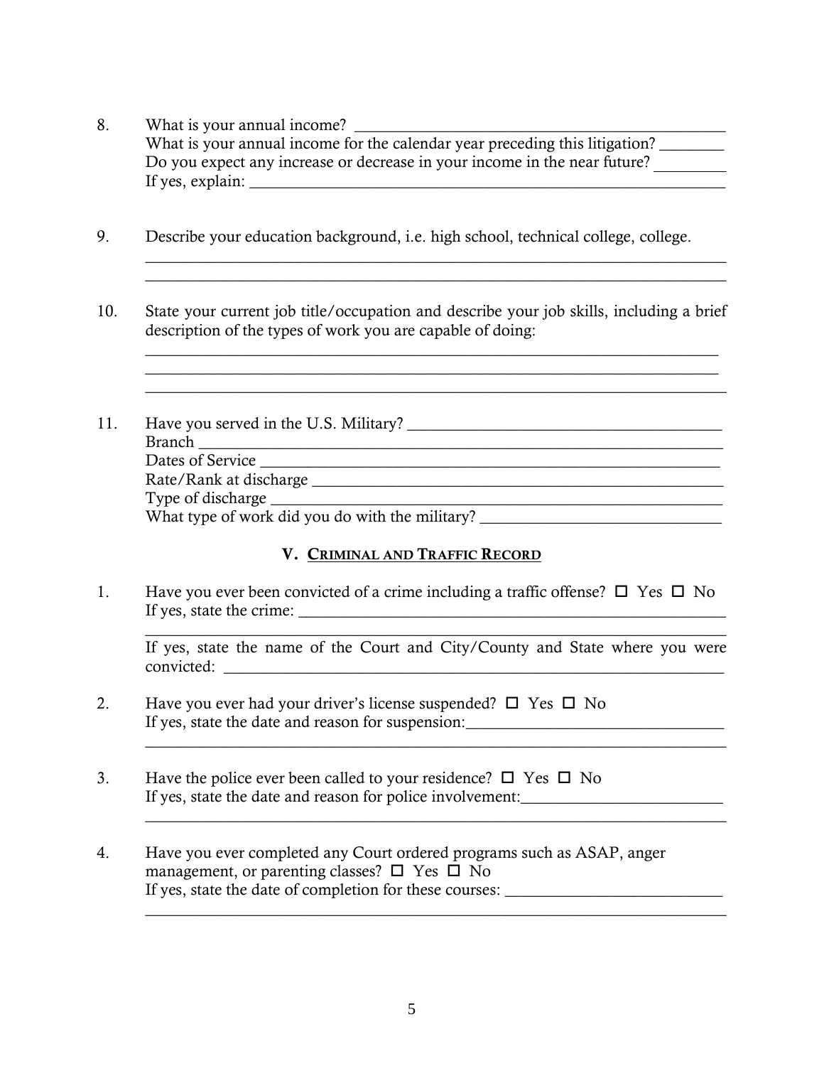8. What is your annual income? ______________________________________________
   What is your annual income for the calendar year preceding this litigation? ________
   Do you expect any increase or decrease in your income in the near future? _________
   If yes, explain: _____________________________________________________________

9. Describe your education background, i.e. high school, technical college, college.
   ________________________________________________________________________
   ________________________________________________________________________

10. State your current job title/occupation and describe your job skills, including a brief description of the types of work you are capable of doing:
    ________________________________________________________________________
    ________________________________________________________________________
    ________________________________________________________________________

11. Have you served in the U.S. Military? ________________________________________
    Branch _______________________________________________________________
    Dates of Service _________________________________________________________
    Rate/Rank at discharge ____________________________________________________
    Type of discharge ________________________________________________________
    What type of work did you do with the military? ______________________________

## V. Criminal and Traffic Record

1. Have you ever been convicted of a crime including a traffic offense? ☐ Yes ☐ No
   If yes, state the crime: ____________________________________________________
   ________________________________________________________________________
   If yes, state the name of the Court and City/County and State where you were convicted: _____________________________________________________________

2. Have you ever had your driver's license suspended? ☐ Yes ☐ No
   If yes, state the date and reason for suspension:________________________________
   ________________________________________________________________________

3. Have the police ever been called to your residence? ☐ Yes ☐ No
   If yes, state the date and reason for police involvement:_________________________
   ________________________________________________________________________

4. Have you ever completed any Court ordered programs such as ASAP, anger management, or parenting classes? ☐ Yes ☐ No
   If yes, state the date of completion for these courses: ___________________________
   ________________________________________________________________________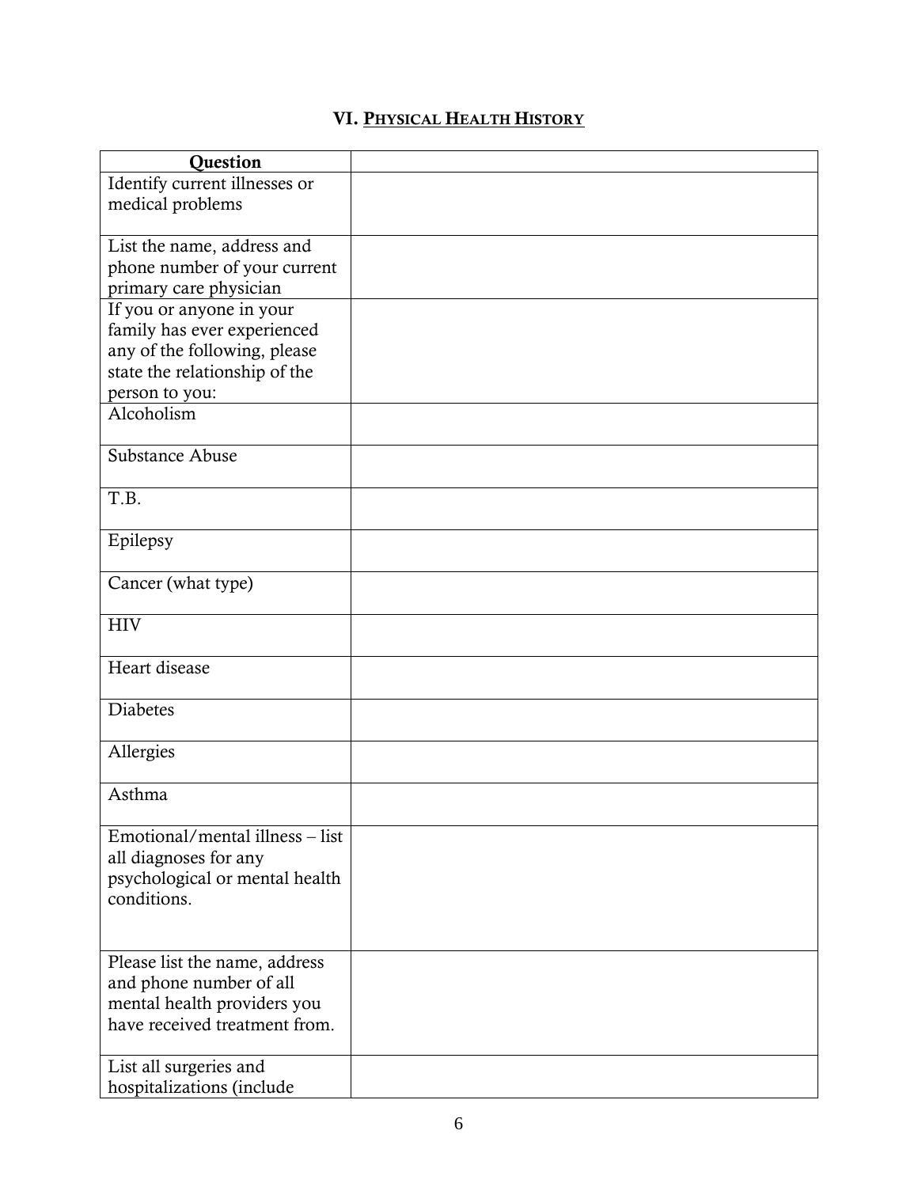## VI. PHYSICAL HEALTH HISTORY

| Question | |
|---|---|
| Identify current illnesses or medical problems | |
| List the name, address and phone number of your current primary care physician | |
| If you or anyone in your family has ever experienced any of the following, please state the relationship of the person to you: | |
| Alcoholism | |
| Substance Abuse | |
| T.B. | |
| Epilepsy | |
| Cancer (what type) | |
| HIV | |
| Heart disease | |
| Diabetes | |
| Allergies | |
| Asthma | |
| Emotional/mental illness – list all diagnoses for any psychological or mental health conditions. | |
| Please list the name, address and phone number of all mental health providers you have received treatment from. | |
| List all surgeries and hospitalizations (include | |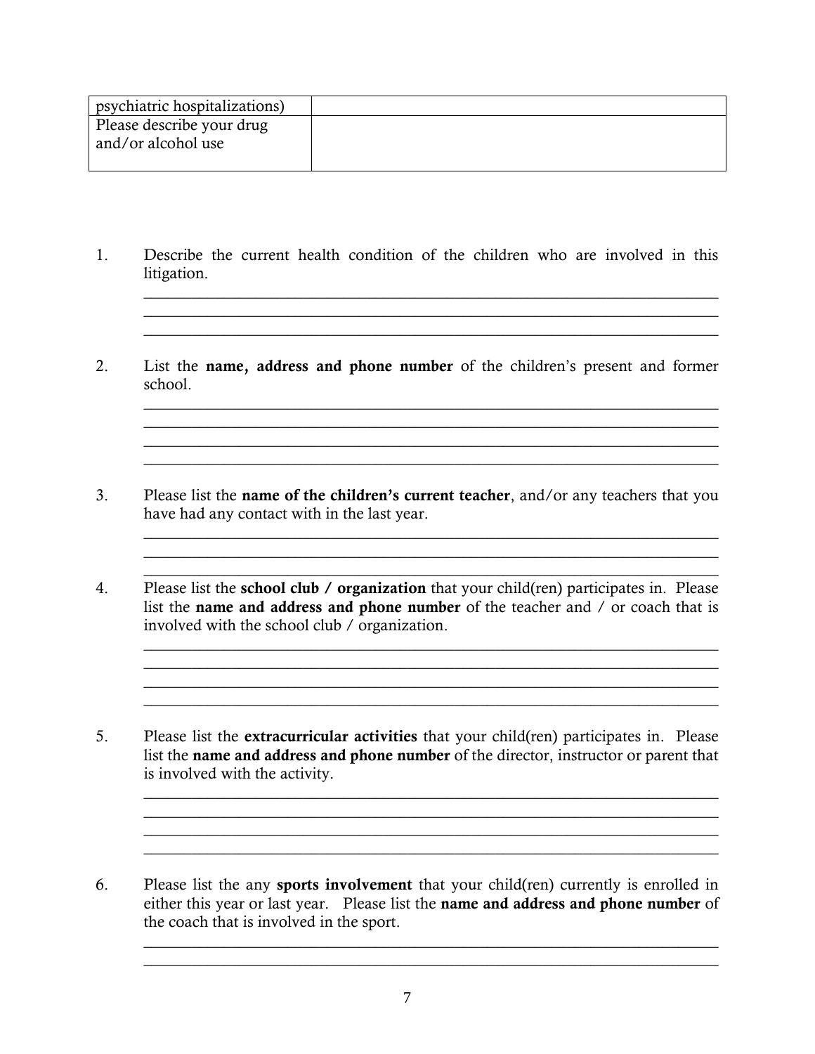| psychiatric hospitalizations) | |
|---|---|
| Please describe your drug and/or alcohol use | |

1. Describe the current health condition of the children who are involved in this litigation.

   ______________________________________________________________________
   ______________________________________________________________________
   ______________________________________________________________________

2. List the **name, address and phone number** of the children's present and former school.

   ______________________________________________________________________
   ______________________________________________________________________
   ______________________________________________________________________
   ______________________________________________________________________

3. Please list the **name of the children's current teacher**, and/or any teachers that you have had any contact with in the last year.

   ______________________________________________________________________
   ______________________________________________________________________
   ______________________________________________________________________

4. Please list the **school club / organization** that your child(ren) participates in. Please list the **name and address and phone number** of the teacher and / or coach that is involved with the school club / organization.

   ______________________________________________________________________
   ______________________________________________________________________
   ______________________________________________________________________
   ______________________________________________________________________

5. Please list the **extracurricular activities** that your child(ren) participates in. Please list the **name and address and phone number** of the director, instructor or parent that is involved with the activity.

   ______________________________________________________________________
   ______________________________________________________________________
   ______________________________________________________________________
   ______________________________________________________________________

6. Please list the any **sports involvement** that your child(ren) currently is enrolled in either this year or last year. Please list the **name and address and phone number** of the coach that is involved in the sport.

   ______________________________________________________________________
   ______________________________________________________________________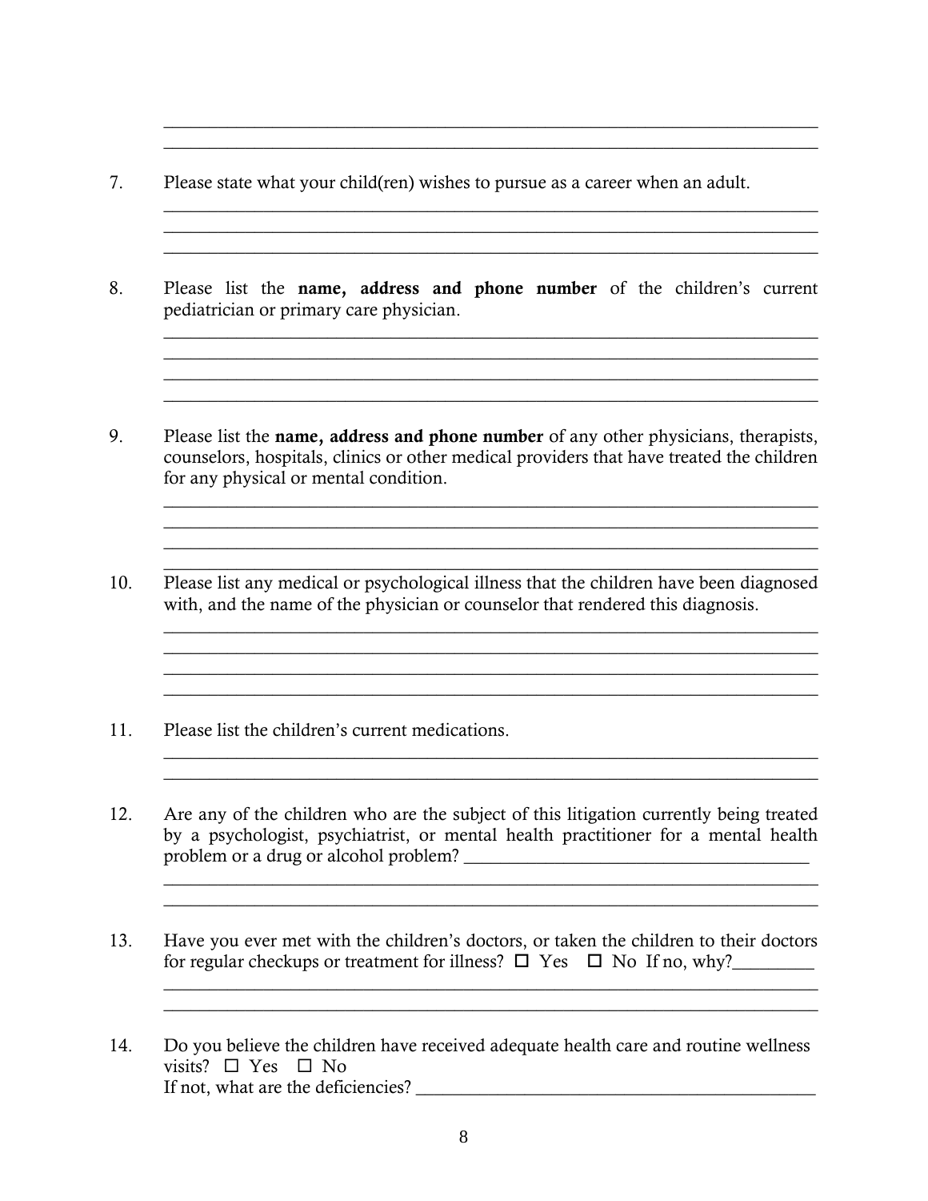\_\_\_\_\_\_\_\_\_\_\_\_\_\_\_\_\_\_\_\_\_\_\_\_\_\_\_\_\_\_\_\_\_\_\_\_\_\_\_\_\_\_\_\_\_\_\_\_\_\_\_\_\_\_\_\_\_\_\_\_\_\_\_\_\_\_\_\_\_\_
\_\_\_\_\_\_\_\_\_\_\_\_\_\_\_\_\_\_\_\_\_\_\_\_\_\_\_\_\_\_\_\_\_\_\_\_\_\_\_\_\_\_\_\_\_\_\_\_\_\_\_\_\_\_\_\_\_\_\_\_\_\_\_\_\_\_\_\_\_\_

7. Please state what your child(ren) wishes to pursue as a career when an adult.

\_\_\_\_\_\_\_\_\_\_\_\_\_\_\_\_\_\_\_\_\_\_\_\_\_\_\_\_\_\_\_\_\_\_\_\_\_\_\_\_\_\_\_\_\_\_\_\_\_\_\_\_\_\_\_\_\_\_\_\_\_\_\_\_\_\_\_\_\_\_
\_\_\_\_\_\_\_\_\_\_\_\_\_\_\_\_\_\_\_\_\_\_\_\_\_\_\_\_\_\_\_\_\_\_\_\_\_\_\_\_\_\_\_\_\_\_\_\_\_\_\_\_\_\_\_\_\_\_\_\_\_\_\_\_\_\_\_\_\_\_
\_\_\_\_\_\_\_\_\_\_\_\_\_\_\_\_\_\_\_\_\_\_\_\_\_\_\_\_\_\_\_\_\_\_\_\_\_\_\_\_\_\_\_\_\_\_\_\_\_\_\_\_\_\_\_\_\_\_\_\_\_\_\_\_\_\_\_\_\_\_

8. Please list the **name, address and phone number** of the children's current pediatrician or primary care physician.

\_\_\_\_\_\_\_\_\_\_\_\_\_\_\_\_\_\_\_\_\_\_\_\_\_\_\_\_\_\_\_\_\_\_\_\_\_\_\_\_\_\_\_\_\_\_\_\_\_\_\_\_\_\_\_\_\_\_\_\_\_\_\_\_\_\_\_\_\_\_
\_\_\_\_\_\_\_\_\_\_\_\_\_\_\_\_\_\_\_\_\_\_\_\_\_\_\_\_\_\_\_\_\_\_\_\_\_\_\_\_\_\_\_\_\_\_\_\_\_\_\_\_\_\_\_\_\_\_\_\_\_\_\_\_\_\_\_\_\_\_
\_\_\_\_\_\_\_\_\_\_\_\_\_\_\_\_\_\_\_\_\_\_\_\_\_\_\_\_\_\_\_\_\_\_\_\_\_\_\_\_\_\_\_\_\_\_\_\_\_\_\_\_\_\_\_\_\_\_\_\_\_\_\_\_\_\_\_\_\_\_
\_\_\_\_\_\_\_\_\_\_\_\_\_\_\_\_\_\_\_\_\_\_\_\_\_\_\_\_\_\_\_\_\_\_\_\_\_\_\_\_\_\_\_\_\_\_\_\_\_\_\_\_\_\_\_\_\_\_\_\_\_\_\_\_\_\_\_\_\_\_

9. Please list the **name, address and phone number** of any other physicians, therapists, counselors, hospitals, clinics or other medical providers that have treated the children for any physical or mental condition.

\_\_\_\_\_\_\_\_\_\_\_\_\_\_\_\_\_\_\_\_\_\_\_\_\_\_\_\_\_\_\_\_\_\_\_\_\_\_\_\_\_\_\_\_\_\_\_\_\_\_\_\_\_\_\_\_\_\_\_\_\_\_\_\_\_\_\_\_\_\_
\_\_\_\_\_\_\_\_\_\_\_\_\_\_\_\_\_\_\_\_\_\_\_\_\_\_\_\_\_\_\_\_\_\_\_\_\_\_\_\_\_\_\_\_\_\_\_\_\_\_\_\_\_\_\_\_\_\_\_\_\_\_\_\_\_\_\_\_\_\_
\_\_\_\_\_\_\_\_\_\_\_\_\_\_\_\_\_\_\_\_\_\_\_\_\_\_\_\_\_\_\_\_\_\_\_\_\_\_\_\_\_\_\_\_\_\_\_\_\_\_\_\_\_\_\_\_\_\_\_\_\_\_\_\_\_\_\_\_\_\_
\_\_\_\_\_\_\_\_\_\_\_\_\_\_\_\_\_\_\_\_\_\_\_\_\_\_\_\_\_\_\_\_\_\_\_\_\_\_\_\_\_\_\_\_\_\_\_\_\_\_\_\_\_\_\_\_\_\_\_\_\_\_\_\_\_\_\_\_\_\_

10. Please list any medical or psychological illness that the children have been diagnosed with, and the name of the physician or counselor that rendered this diagnosis.

\_\_\_\_\_\_\_\_\_\_\_\_\_\_\_\_\_\_\_\_\_\_\_\_\_\_\_\_\_\_\_\_\_\_\_\_\_\_\_\_\_\_\_\_\_\_\_\_\_\_\_\_\_\_\_\_\_\_\_\_\_\_\_\_\_\_\_\_\_\_
\_\_\_\_\_\_\_\_\_\_\_\_\_\_\_\_\_\_\_\_\_\_\_\_\_\_\_\_\_\_\_\_\_\_\_\_\_\_\_\_\_\_\_\_\_\_\_\_\_\_\_\_\_\_\_\_\_\_\_\_\_\_\_\_\_\_\_\_\_\_
\_\_\_\_\_\_\_\_\_\_\_\_\_\_\_\_\_\_\_\_\_\_\_\_\_\_\_\_\_\_\_\_\_\_\_\_\_\_\_\_\_\_\_\_\_\_\_\_\_\_\_\_\_\_\_\_\_\_\_\_\_\_\_\_\_\_\_\_\_\_
\_\_\_\_\_\_\_\_\_\_\_\_\_\_\_\_\_\_\_\_\_\_\_\_\_\_\_\_\_\_\_\_\_\_\_\_\_\_\_\_\_\_\_\_\_\_\_\_\_\_\_\_\_\_\_\_\_\_\_\_\_\_\_\_\_\_\_\_\_\_

11. Please list the children's current medications.

\_\_\_\_\_\_\_\_\_\_\_\_\_\_\_\_\_\_\_\_\_\_\_\_\_\_\_\_\_\_\_\_\_\_\_\_\_\_\_\_\_\_\_\_\_\_\_\_\_\_\_\_\_\_\_\_\_\_\_\_\_\_\_\_\_\_\_\_\_\_
\_\_\_\_\_\_\_\_\_\_\_\_\_\_\_\_\_\_\_\_\_\_\_\_\_\_\_\_\_\_\_\_\_\_\_\_\_\_\_\_\_\_\_\_\_\_\_\_\_\_\_\_\_\_\_\_\_\_\_\_\_\_\_\_\_\_\_\_\_\_

12. Are any of the children who are the subject of this litigation currently being treated by a psychologist, psychiatrist, or mental health practitioner for a mental health problem or a drug or alcohol problem? \_\_\_\_\_\_\_\_\_\_\_\_\_\_\_\_\_\_\_\_\_\_\_\_\_\_\_\_\_\_\_\_\_\_\_\_\_\_

\_\_\_\_\_\_\_\_\_\_\_\_\_\_\_\_\_\_\_\_\_\_\_\_\_\_\_\_\_\_\_\_\_\_\_\_\_\_\_\_\_\_\_\_\_\_\_\_\_\_\_\_\_\_\_\_\_\_\_\_\_\_\_\_\_\_\_\_\_\_
\_\_\_\_\_\_\_\_\_\_\_\_\_\_\_\_\_\_\_\_\_\_\_\_\_\_\_\_\_\_\_\_\_\_\_\_\_\_\_\_\_\_\_\_\_\_\_\_\_\_\_\_\_\_\_\_\_\_\_\_\_\_\_\_\_\_\_\_\_\_

13. Have you ever met with the children's doctors, or taken the children to their doctors for regular checkups or treatment for illness? ☐ Yes ☐ No If no, why?\_\_\_\_\_\_\_\_\_

\_\_\_\_\_\_\_\_\_\_\_\_\_\_\_\_\_\_\_\_\_\_\_\_\_\_\_\_\_\_\_\_\_\_\_\_\_\_\_\_\_\_\_\_\_\_\_\_\_\_\_\_\_\_\_\_\_\_\_\_\_\_\_\_\_\_\_\_\_\_
\_\_\_\_\_\_\_\_\_\_\_\_\_\_\_\_\_\_\_\_\_\_\_\_\_\_\_\_\_\_\_\_\_\_\_\_\_\_\_\_\_\_\_\_\_\_\_\_\_\_\_\_\_\_\_\_\_\_\_\_\_\_\_\_\_\_\_\_\_\_

14. Do you believe the children have received adequate health care and routine wellness visits? ☐ Yes ☐ No
If not, what are the deficiencies? \_\_\_\_\_\_\_\_\_\_\_\_\_\_\_\_\_\_\_\_\_\_\_\_\_\_\_\_\_\_\_\_\_\_\_\_\_\_\_\_\_\_\_\_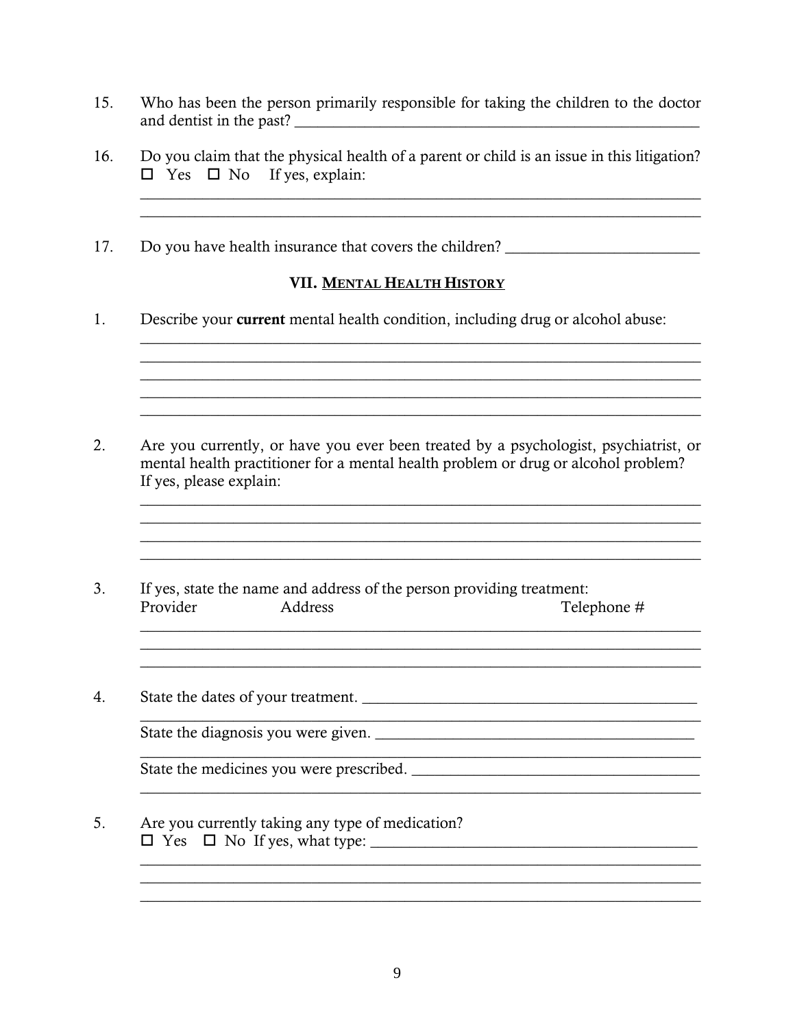15. Who has been the person primarily responsible for taking the children to the doctor and dentist in the past? ______________________________________________________

16. Do you claim that the physical health of a parent or child is an issue in this litigation?
☐ Yes ☐ No If yes, explain:
_________________________________________________________________________
_________________________________________________________________________

17. Do you have health insurance that covers the children? _________________________

## VII. MENTAL HEALTH HISTORY

1. Describe your **current** mental health condition, including drug or alcohol abuse:
_________________________________________________________________________
_________________________________________________________________________
_________________________________________________________________________
_________________________________________________________________________
_________________________________________________________________________

2. Are you currently, or have you ever been treated by a psychologist, psychiatrist, or mental health practitioner for a mental health problem or drug or alcohol problem? If yes, please explain:
_________________________________________________________________________
_________________________________________________________________________
_________________________________________________________________________
_________________________________________________________________________

3. If yes, state the name and address of the person providing treatment:
Provider Address Telephone #
_________________________________________________________________________
_________________________________________________________________________
_________________________________________________________________________

4. State the dates of your treatment. ____________________________________________
_________________________________________________________________________
State the diagnosis you were given. __________________________________________
_________________________________________________________________________
State the medicines you were prescribed. ______________________________________
_________________________________________________________________________

5. Are you currently taking any type of medication?
☐ Yes ☐ No If yes, what type: ___________________________________________
_________________________________________________________________________
_________________________________________________________________________
_________________________________________________________________________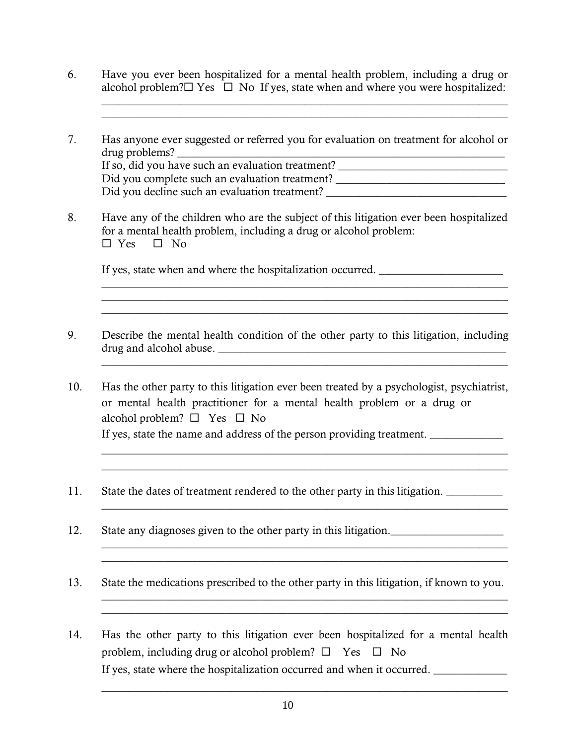6. Have you ever been hospitalized for a mental health problem, including a drug or alcohol problem?☐ Yes ☐ No If yes, state when and where you were hospitalized:
______________________________________________________________________
______________________________________________________________________

7. Has anyone ever suggested or referred you for evaluation on treatment for alcohol or drug problems? ______________________________________________________
If so, did you have such an evaluation treatment? ____________________________
Did you complete such an evaluation treatment? _____________________________
Did you decline such an evaluation treatment? _______________________________

8. Have any of the children who are the subject of this litigation ever been hospitalized for a mental health problem, including a drug or alcohol problem:
☐ Yes ☐ No

   If yes, state when and where the hospitalization occurred. _____________________
______________________________________________________________________
______________________________________________________________________
______________________________________________________________________

9. Describe the mental health condition of the other party to this litigation, including drug and alcohol abuse. _______________________________________________
______________________________________________________________________

10. Has the other party to this litigation ever been treated by a psychologist, psychiatrist, or mental health practitioner for a mental health problem or a drug or alcohol problem? ☐ Yes ☐ No
If yes, state the name and address of the person providing treatment. ____________
______________________________________________________________________
______________________________________________________________________

11. State the dates of treatment rendered to the other party in this litigation. _________
______________________________________________________________________

12. State any diagnoses given to the other party in this litigation.___________________
______________________________________________________________________
______________________________________________________________________

13. State the medications prescribed to the other party in this litigation, if known to you.
______________________________________________________________________
______________________________________________________________________

14. Has the other party to this litigation ever been hospitalized for a mental health problem, including drug or alcohol problem? ☐ Yes ☐ No
If yes, state where the hospitalization occurred and when it occurred. ____________
______________________________________________________________________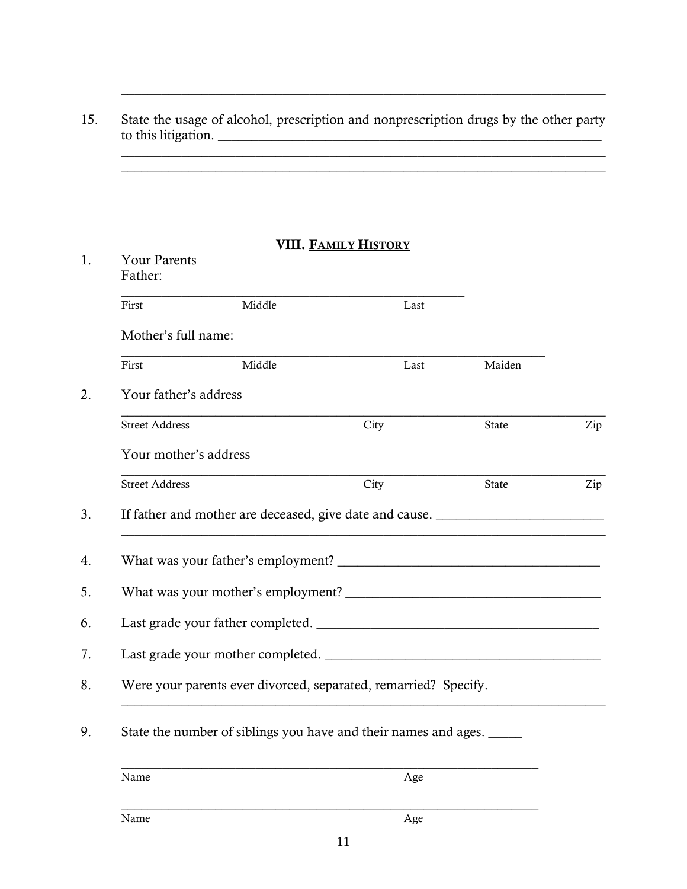______________________________________________________________________

15. State the usage of alcohol, prescription and nonprescription drugs by the other party to this litigation. ____________________________________________________________
______________________________________________________________________
______________________________________________________________________

## VIII. FAMILY HISTORY

1. Your Parents
   Father:

   ______________________________________________________
   First Middle Last

   Mother's full name:

   ______________________________________________________
   First Middle Last Maiden

2. Your father's address

   ______________________________________________________
   Street Address City State Zip

   Your mother's address

   ______________________________________________________
   Street Address City State Zip

3. If father and mother are deceased, give date and cause. _________________________
   ______________________________________________________________________

4. What was your father's employment? ________________________________________

5. What was your mother's employment? _______________________________________

6. Last grade your father completed. __________________________________________

7. Last grade your mother completed. _________________________________________

8. Were your parents ever divorced, separated, remarried? Specify.
   ______________________________________________________________________

9. State the number of siblings you have and their names and ages. _____

   ______________________________________________________
   Name Age

   ______________________________________________________
   Name Age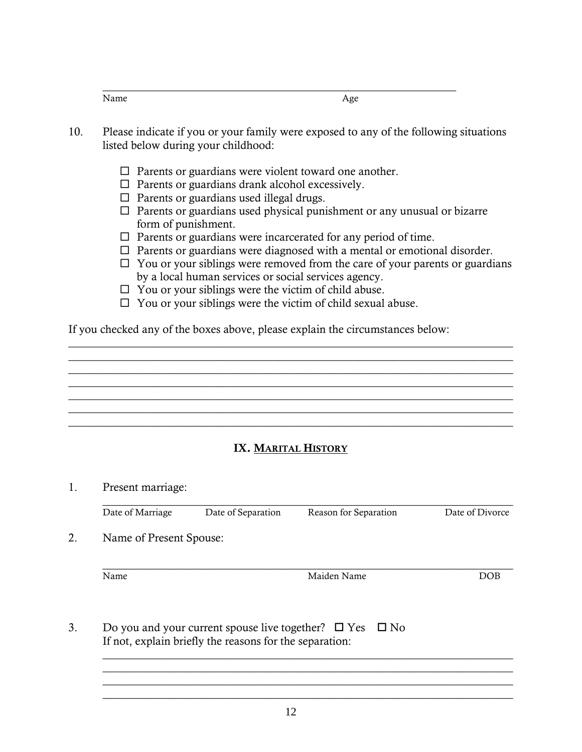\_\_\_\_\_\_\_\_\_\_\_\_\_\_\_\_\_\_\_\_\_\_\_\_\_\_\_\_\_\_\_\_\_\_\_\_\_\_\_\_\_\_\_\_\_\_\_\_\_\_\_\_\_\_\_\_\_\_\_\_\_\_\_\_
Name Age

10. Please indicate if you or your family were exposed to any of the following situations listed below during your childhood:

   - ☐ Parents or guardians were violent toward one another.
   - ☐ Parents or guardians drank alcohol excessively.
   - ☐ Parents or guardians used illegal drugs.
   - ☐ Parents or guardians used physical punishment or any unusual or bizarre form of punishment.
   - ☐ Parents or guardians were incarcerated for any period of time.
   - ☐ Parents or guardians were diagnosed with a mental or emotional disorder.
   - ☐ You or your siblings were removed from the care of your parents or guardians by a local human services or social services agency.
   - ☐ You or your siblings were the victim of child abuse.
   - ☐ You or your siblings were the victim of child sexual abuse.

If you checked any of the boxes above, please explain the circumstances below:

\_\_\_\_\_\_\_\_\_\_\_\_\_\_\_\_\_\_\_\_\_\_\_\_\_\_\_\_\_\_\_\_\_\_\_\_\_\_\_\_\_\_\_\_\_\_\_\_\_\_\_\_\_\_\_\_\_\_\_\_\_\_\_\_\_\_\_\_\_\_\_\_
\_\_\_\_\_\_\_\_\_\_\_\_\_\_\_\_\_\_\_\_\_\_\_\_\_\_\_\_\_\_\_\_\_\_\_\_\_\_\_\_\_\_\_\_\_\_\_\_\_\_\_\_\_\_\_\_\_\_\_\_\_\_\_\_\_\_\_\_\_\_\_\_
\_\_\_\_\_\_\_\_\_\_\_\_\_\_\_\_\_\_\_\_\_\_\_\_\_\_\_\_\_\_\_\_\_\_\_\_\_\_\_\_\_\_\_\_\_\_\_\_\_\_\_\_\_\_\_\_\_\_\_\_\_\_\_\_\_\_\_\_\_\_\_\_
\_\_\_\_\_\_\_\_\_\_\_\_\_\_\_\_\_\_\_\_\_\_\_\_\_\_\_\_\_\_\_\_\_\_\_\_\_\_\_\_\_\_\_\_\_\_\_\_\_\_\_\_\_\_\_\_\_\_\_\_\_\_\_\_\_\_\_\_\_\_\_\_
\_\_\_\_\_\_\_\_\_\_\_\_\_\_\_\_\_\_\_\_\_\_\_\_\_\_\_\_\_\_\_\_\_\_\_\_\_\_\_\_\_\_\_\_\_\_\_\_\_\_\_\_\_\_\_\_\_\_\_\_\_\_\_\_\_\_\_\_\_\_\_\_
\_\_\_\_\_\_\_\_\_\_\_\_\_\_\_\_\_\_\_\_\_\_\_\_\_\_\_\_\_\_\_\_\_\_\_\_\_\_\_\_\_\_\_\_\_\_\_\_\_\_\_\_\_\_\_\_\_\_\_\_\_\_\_\_\_\_\_\_\_\_\_\_
\_\_\_\_\_\_\_\_\_\_\_\_\_\_\_\_\_\_\_\_\_\_\_\_\_\_\_\_\_\_\_\_\_\_\_\_\_\_\_\_\_\_\_\_\_\_\_\_\_\_\_\_\_\_\_\_\_\_\_\_\_\_\_\_\_\_\_\_\_\_\_\_

## IX. MARITAL HISTORY

1. Present marriage:

\_\_\_\_\_\_\_\_\_\_\_\_\_\_\_\_\_\_\_\_\_\_\_\_\_\_\_\_\_\_\_\_\_\_\_\_\_\_\_\_\_\_\_\_\_\_\_\_\_\_\_\_\_\_\_\_\_\_\_\_\_\_\_\_\_\_\_\_\_\_
Date of Marriage Date of Separation Reason for Separation Date of Divorce

2. Name of Present Spouse:

\_\_\_\_\_\_\_\_\_\_\_\_\_\_\_\_\_\_\_\_\_\_\_\_\_\_\_\_\_\_\_\_\_\_\_\_\_\_\_\_\_\_\_\_\_\_\_\_\_\_\_\_\_\_\_\_\_\_\_\_\_\_\_\_\_\_\_\_\_\_
Name Maiden Name DOB

3. Do you and your current spouse live together? ☐ Yes ☐ No
   If not, explain briefly the reasons for the separation:

\_\_\_\_\_\_\_\_\_\_\_\_\_\_\_\_\_\_\_\_\_\_\_\_\_\_\_\_\_\_\_\_\_\_\_\_\_\_\_\_\_\_\_\_\_\_\_\_\_\_\_\_\_\_\_\_\_\_\_\_\_\_\_\_\_\_\_\_\_\_
\_\_\_\_\_\_\_\_\_\_\_\_\_\_\_\_\_\_\_\_\_\_\_\_\_\_\_\_\_\_\_\_\_\_\_\_\_\_\_\_\_\_\_\_\_\_\_\_\_\_\_\_\_\_\_\_\_\_\_\_\_\_\_\_\_\_\_\_\_\_
\_\_\_\_\_\_\_\_\_\_\_\_\_\_\_\_\_\_\_\_\_\_\_\_\_\_\_\_\_\_\_\_\_\_\_\_\_\_\_\_\_\_\_\_\_\_\_\_\_\_\_\_\_\_\_\_\_\_\_\_\_\_\_\_\_\_\_\_\_\_
\_\_\_\_\_\_\_\_\_\_\_\_\_\_\_\_\_\_\_\_\_\_\_\_\_\_\_\_\_\_\_\_\_\_\_\_\_\_\_\_\_\_\_\_\_\_\_\_\_\_\_\_\_\_\_\_\_\_\_\_\_\_\_\_\_\_\_\_\_\_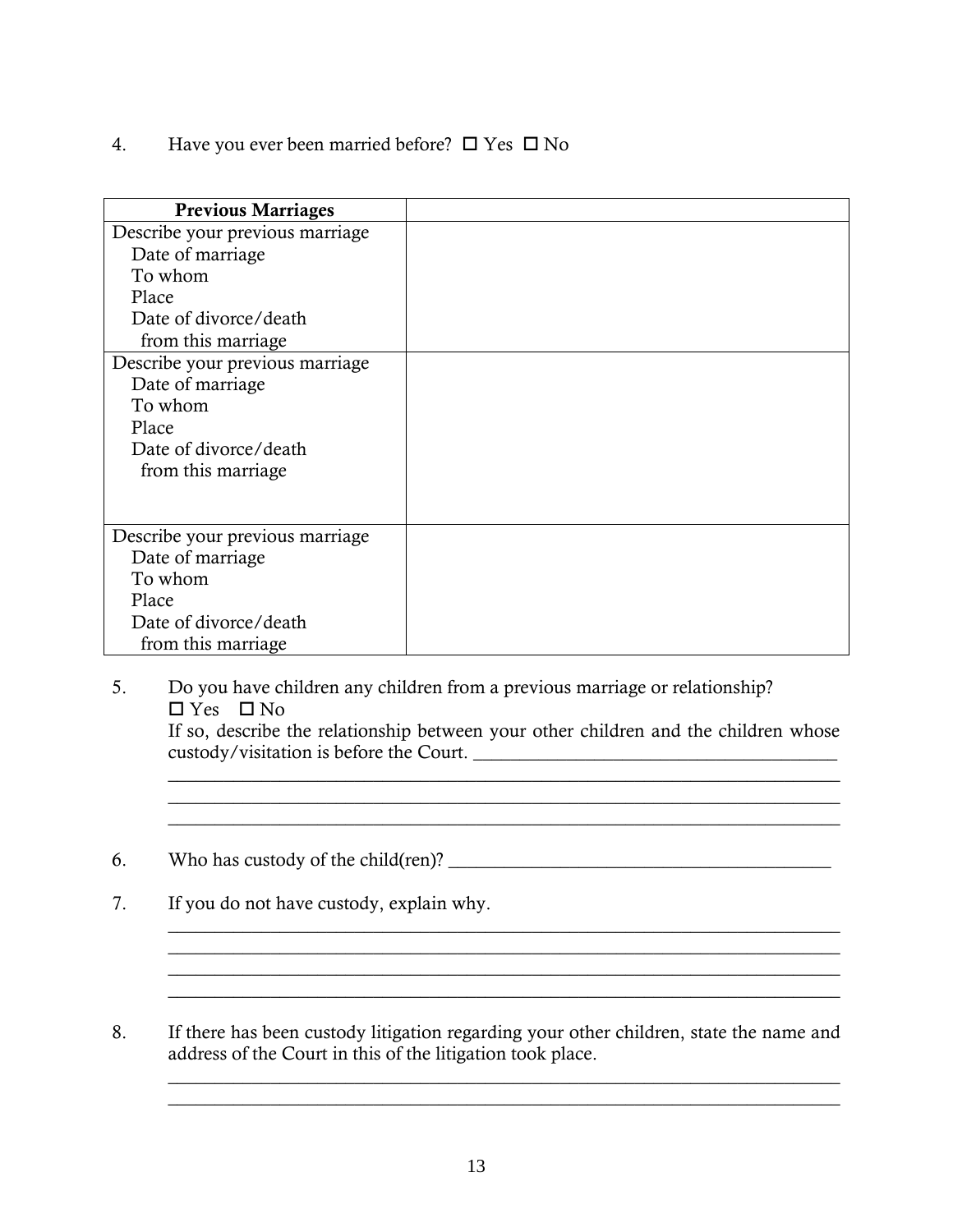4. Have you ever been married before? ☐ Yes ☐ No

| Previous Marriages | |
|---|---|
| Describe your previous marriage<br>Date of marriage<br>To whom<br>Place<br>Date of divorce/death<br>from this marriage | |
| Describe your previous marriage<br>Date of marriage<br>To whom<br>Place<br>Date of divorce/death<br>from this marriage | |
| Describe your previous marriage<br>Date of marriage<br>To whom<br>Place<br>Date of divorce/death<br>from this marriage | |

5. Do you have children any children from a previous marriage or relationship?
   ☐ Yes ☐ No
   If so, describe the relationship between your other children and the children whose custody/visitation is before the Court. ________________________________________
   ______________________________________________________________________
   ______________________________________________________________________
   ______________________________________________________________________

6. Who has custody of the child(ren)? ________________________________________

7. If you do not have custody, explain why.
   ______________________________________________________________________
   ______________________________________________________________________
   ______________________________________________________________________
   ______________________________________________________________________

8. If there has been custody litigation regarding your other children, state the name and address of the Court in this of the litigation took place.
   ______________________________________________________________________
   ______________________________________________________________________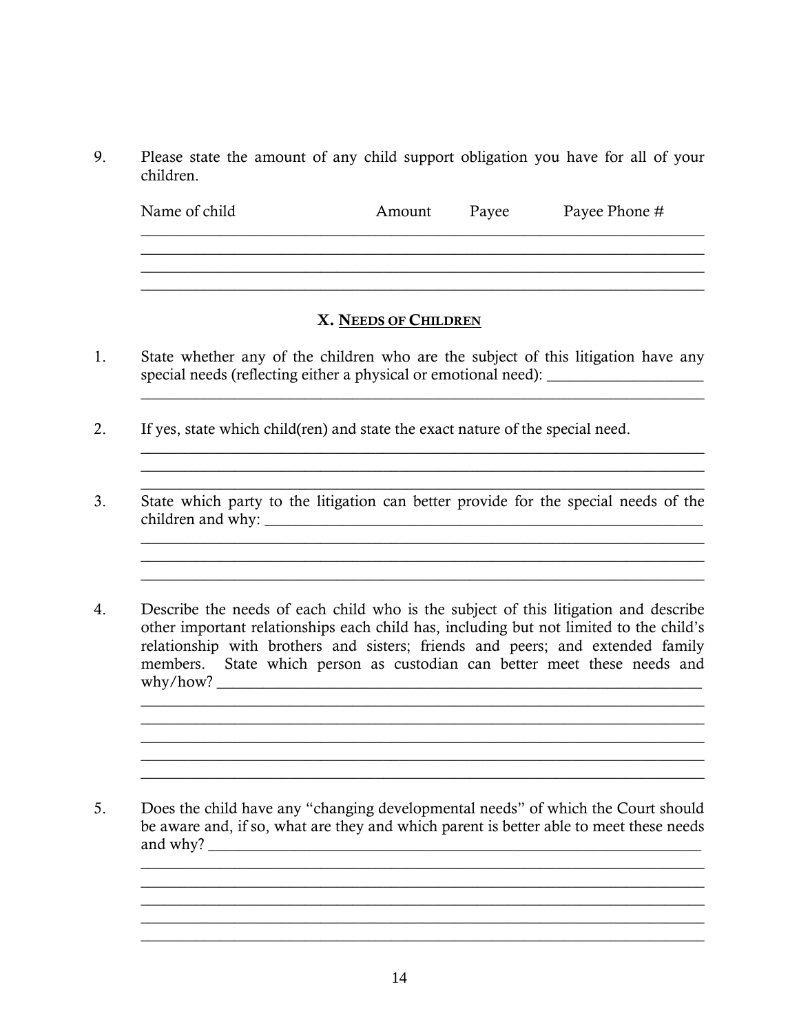9. Please state the amount of any child support obligation you have for all of your children.

| Name of child | Amount | Payee | Payee Phone # |
|---|---|---|---|
| | | | |
| | | | |
| | | | |
| | | | |

## X. Needs of Children

1. State whether any of the children who are the subject of this litigation have any special needs (reflecting either a physical or emotional need): ____________________
_______________________________________________________________________

2. If yes, state which child(ren) and state the exact nature of the special need.
_______________________________________________________________________
_______________________________________________________________________
_______________________________________________________________________

3. State which party to the litigation can better provide for the special needs of the children and why: ____________________________________________________
_______________________________________________________________________
_______________________________________________________________________
_______________________________________________________________________

4. Describe the needs of each child who is the subject of this litigation and describe other important relationships each child has, including but not limited to the child's relationship with brothers and sisters; friends and peers; and extended family members. State which person as custodian can better meet these needs and why/how? _________________________________________________________
_______________________________________________________________________
_______________________________________________________________________
_______________________________________________________________________
_______________________________________________________________________
_______________________________________________________________________

5. Does the child have any "changing developmental needs" of which the Court should be aware and, if so, what are they and which parent is better able to meet these needs and why? ____________________________________________________________
_______________________________________________________________________
_______________________________________________________________________
_______________________________________________________________________
_______________________________________________________________________
_______________________________________________________________________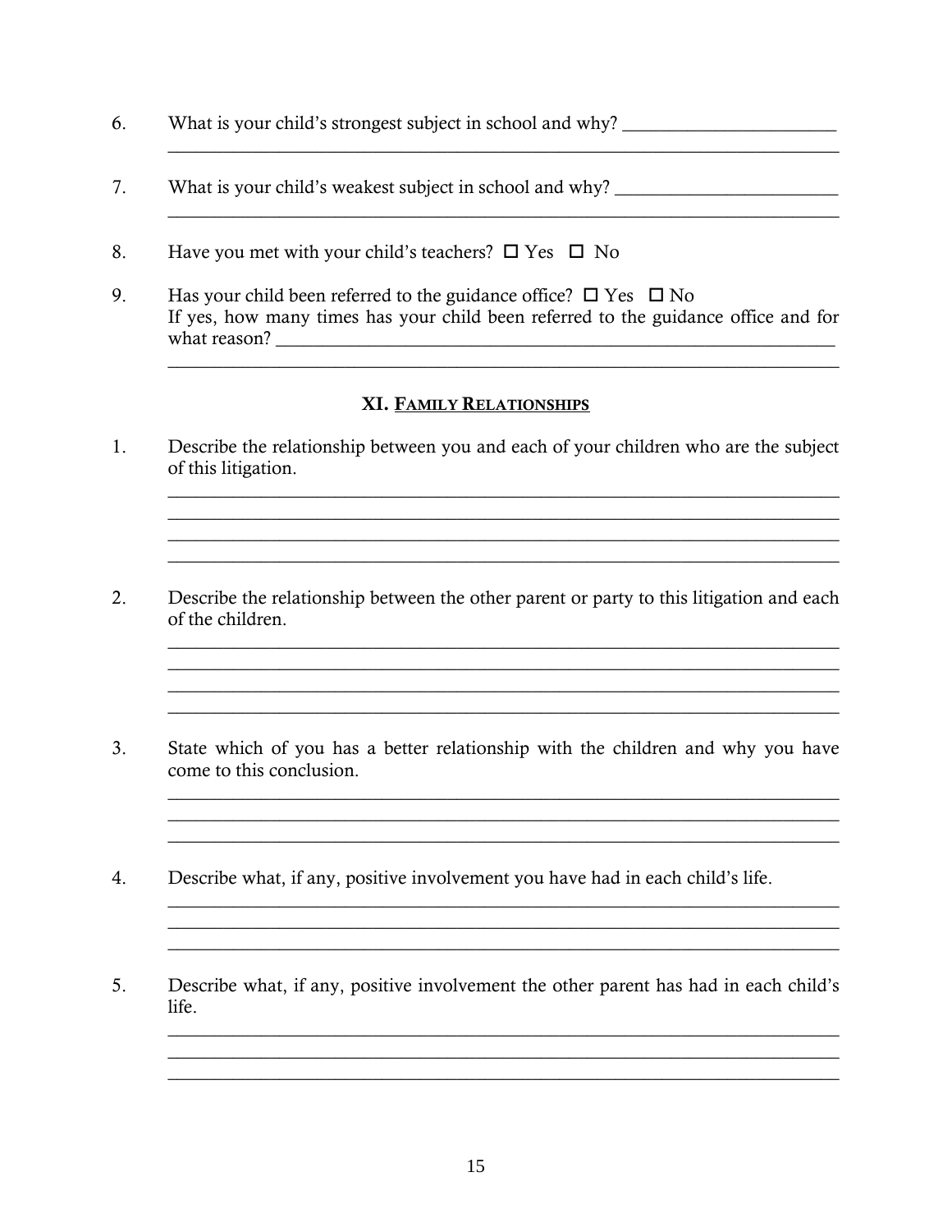6. What is your child's strongest subject in school and why? ________________________
_____________________________________________________________________________

7. What is your child's weakest subject in school and why? ________________________
_____________________________________________________________________________

8. Have you met with your child's teachers? ☐ Yes ☐ No

9. Has your child been referred to the guidance office? ☐ Yes ☐ No
If yes, how many times has your child been referred to the guidance office and for what reason? ______________________________________________________________
_____________________________________________________________________________

## XI. Family Relationships

1. Describe the relationship between you and each of your children who are the subject of this litigation.
_____________________________________________________________________________
_____________________________________________________________________________
_____________________________________________________________________________
_____________________________________________________________________________

2. Describe the relationship between the other parent or party to this litigation and each of the children.
_____________________________________________________________________________
_____________________________________________________________________________
_____________________________________________________________________________
_____________________________________________________________________________

3. State which of you has a better relationship with the children and why you have come to this conclusion.
_____________________________________________________________________________
_____________________________________________________________________________
_____________________________________________________________________________

4. Describe what, if any, positive involvement you have had in each child's life.
_____________________________________________________________________________
_____________________________________________________________________________
_____________________________________________________________________________

5. Describe what, if any, positive involvement the other parent has had in each child's life.
_____________________________________________________________________________
_____________________________________________________________________________
_____________________________________________________________________________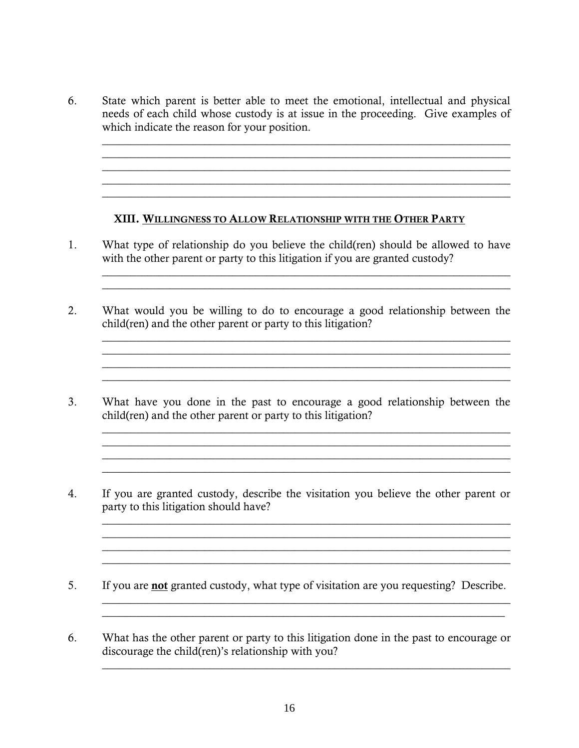6. State which parent is better able to meet the emotional, intellectual and physical needs of each child whose custody is at issue in the proceeding. Give examples of which indicate the reason for your position.

_______________________________________________________________________
_______________________________________________________________________
_______________________________________________________________________
_______________________________________________________________________
_______________________________________________________________________

## XIII. Willingness to Allow Relationship with the Other Party

1. What type of relationship do you believe the child(ren) should be allowed to have with the other parent or party to this litigation if you are granted custody?

_______________________________________________________________________
_______________________________________________________________________

2. What would you be willing to do to encourage a good relationship between the child(ren) and the other parent or party to this litigation?

_______________________________________________________________________
_______________________________________________________________________
_______________________________________________________________________
_______________________________________________________________________

3. What have you done in the past to encourage a good relationship between the child(ren) and the other parent or party to this litigation?

_______________________________________________________________________
_______________________________________________________________________
_______________________________________________________________________
_______________________________________________________________________

4. If you are granted custody, describe the visitation you believe the other parent or party to this litigation should have?

_______________________________________________________________________
_______________________________________________________________________
_______________________________________________________________________
_______________________________________________________________________

5. If you are **not** granted custody, what type of visitation are you requesting? Describe.

_______________________________________________________________________
_______________________________________________________________________

6. What has the other parent or party to this litigation done in the past to encourage or discourage the child(ren)'s relationship with you?

_______________________________________________________________________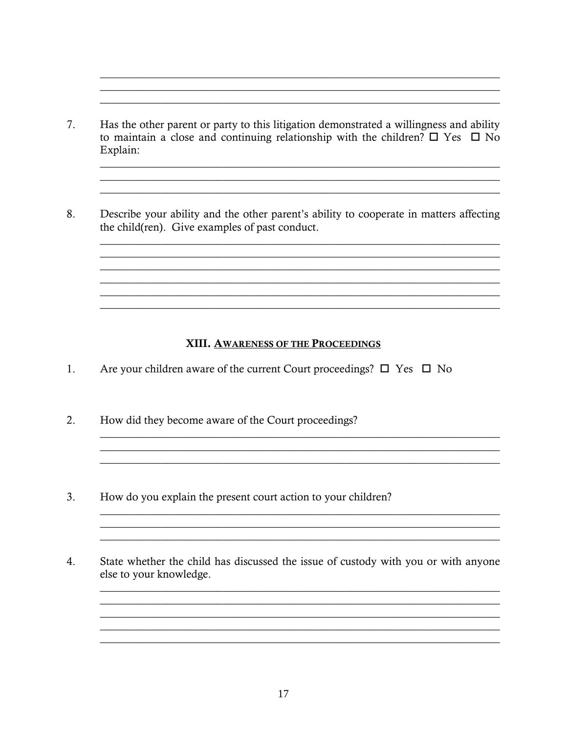\_\_\_\_\_\_\_\_\_\_\_\_\_\_\_\_\_\_\_\_\_\_\_\_\_\_\_\_\_\_\_\_\_\_\_\_\_\_\_\_\_\_\_\_\_\_\_\_\_\_\_\_\_\_\_\_\_\_\_\_\_\_\_\_\_\_
\_\_\_\_\_\_\_\_\_\_\_\_\_\_\_\_\_\_\_\_\_\_\_\_\_\_\_\_\_\_\_\_\_\_\_\_\_\_\_\_\_\_\_\_\_\_\_\_\_\_\_\_\_\_\_\_\_\_\_\_\_\_\_\_\_\_
\_\_\_\_\_\_\_\_\_\_\_\_\_\_\_\_\_\_\_\_\_\_\_\_\_\_\_\_\_\_\_\_\_\_\_\_\_\_\_\_\_\_\_\_\_\_\_\_\_\_\_\_\_\_\_\_\_\_\_\_\_\_\_\_\_\_

7. Has the other parent or party to this litigation demonstrated a willingness and ability to maintain a close and continuing relationship with the children? ☐ Yes ☐ No
   Explain:
   \_\_\_\_\_\_\_\_\_\_\_\_\_\_\_\_\_\_\_\_\_\_\_\_\_\_\_\_\_\_\_\_\_\_\_\_\_\_\_\_\_\_\_\_\_\_\_\_\_\_\_\_\_\_\_\_\_\_\_\_\_\_\_\_\_\_
   \_\_\_\_\_\_\_\_\_\_\_\_\_\_\_\_\_\_\_\_\_\_\_\_\_\_\_\_\_\_\_\_\_\_\_\_\_\_\_\_\_\_\_\_\_\_\_\_\_\_\_\_\_\_\_\_\_\_\_\_\_\_\_\_\_\_
   \_\_\_\_\_\_\_\_\_\_\_\_\_\_\_\_\_\_\_\_\_\_\_\_\_\_\_\_\_\_\_\_\_\_\_\_\_\_\_\_\_\_\_\_\_\_\_\_\_\_\_\_\_\_\_\_\_\_\_\_\_\_\_\_\_\_

8. Describe your ability and the other parent's ability to cooperate in matters affecting the child(ren). Give examples of past conduct.
   \_\_\_\_\_\_\_\_\_\_\_\_\_\_\_\_\_\_\_\_\_\_\_\_\_\_\_\_\_\_\_\_\_\_\_\_\_\_\_\_\_\_\_\_\_\_\_\_\_\_\_\_\_\_\_\_\_\_\_\_\_\_\_\_\_\_
   \_\_\_\_\_\_\_\_\_\_\_\_\_\_\_\_\_\_\_\_\_\_\_\_\_\_\_\_\_\_\_\_\_\_\_\_\_\_\_\_\_\_\_\_\_\_\_\_\_\_\_\_\_\_\_\_\_\_\_\_\_\_\_\_\_\_
   \_\_\_\_\_\_\_\_\_\_\_\_\_\_\_\_\_\_\_\_\_\_\_\_\_\_\_\_\_\_\_\_\_\_\_\_\_\_\_\_\_\_\_\_\_\_\_\_\_\_\_\_\_\_\_\_\_\_\_\_\_\_\_\_\_\_
   \_\_\_\_\_\_\_\_\_\_\_\_\_\_\_\_\_\_\_\_\_\_\_\_\_\_\_\_\_\_\_\_\_\_\_\_\_\_\_\_\_\_\_\_\_\_\_\_\_\_\_\_\_\_\_\_\_\_\_\_\_\_\_\_\_\_
   \_\_\_\_\_\_\_\_\_\_\_\_\_\_\_\_\_\_\_\_\_\_\_\_\_\_\_\_\_\_\_\_\_\_\_\_\_\_\_\_\_\_\_\_\_\_\_\_\_\_\_\_\_\_\_\_\_\_\_\_\_\_\_\_\_\_
   \_\_\_\_\_\_\_\_\_\_\_\_\_\_\_\_\_\_\_\_\_\_\_\_\_\_\_\_\_\_\_\_\_\_\_\_\_\_\_\_\_\_\_\_\_\_\_\_\_\_\_\_\_\_\_\_\_\_\_\_\_\_\_\_\_\_

## XIII. Awareness of the Proceedings

1. Are your children aware of the current Court proceedings? ☐ Yes ☐ No

2. How did they become aware of the Court proceedings?
   \_\_\_\_\_\_\_\_\_\_\_\_\_\_\_\_\_\_\_\_\_\_\_\_\_\_\_\_\_\_\_\_\_\_\_\_\_\_\_\_\_\_\_\_\_\_\_\_\_\_\_\_\_\_\_\_\_\_\_\_\_\_\_\_\_\_
   \_\_\_\_\_\_\_\_\_\_\_\_\_\_\_\_\_\_\_\_\_\_\_\_\_\_\_\_\_\_\_\_\_\_\_\_\_\_\_\_\_\_\_\_\_\_\_\_\_\_\_\_\_\_\_\_\_\_\_\_\_\_\_\_\_\_
   \_\_\_\_\_\_\_\_\_\_\_\_\_\_\_\_\_\_\_\_\_\_\_\_\_\_\_\_\_\_\_\_\_\_\_\_\_\_\_\_\_\_\_\_\_\_\_\_\_\_\_\_\_\_\_\_\_\_\_\_\_\_\_\_\_\_

3. How do you explain the present court action to your children?
   \_\_\_\_\_\_\_\_\_\_\_\_\_\_\_\_\_\_\_\_\_\_\_\_\_\_\_\_\_\_\_\_\_\_\_\_\_\_\_\_\_\_\_\_\_\_\_\_\_\_\_\_\_\_\_\_\_\_\_\_\_\_\_\_\_\_
   \_\_\_\_\_\_\_\_\_\_\_\_\_\_\_\_\_\_\_\_\_\_\_\_\_\_\_\_\_\_\_\_\_\_\_\_\_\_\_\_\_\_\_\_\_\_\_\_\_\_\_\_\_\_\_\_\_\_\_\_\_\_\_\_\_\_
   \_\_\_\_\_\_\_\_\_\_\_\_\_\_\_\_\_\_\_\_\_\_\_\_\_\_\_\_\_\_\_\_\_\_\_\_\_\_\_\_\_\_\_\_\_\_\_\_\_\_\_\_\_\_\_\_\_\_\_\_\_\_\_\_\_\_

4. State whether the child has discussed the issue of custody with you or with anyone else to your knowledge.
   \_\_\_\_\_\_\_\_\_\_\_\_\_\_\_\_\_\_\_\_\_\_\_\_\_\_\_\_\_\_\_\_\_\_\_\_\_\_\_\_\_\_\_\_\_\_\_\_\_\_\_\_\_\_\_\_\_\_\_\_\_\_\_\_\_\_
   \_\_\_\_\_\_\_\_\_\_\_\_\_\_\_\_\_\_\_\_\_\_\_\_\_\_\_\_\_\_\_\_\_\_\_\_\_\_\_\_\_\_\_\_\_\_\_\_\_\_\_\_\_\_\_\_\_\_\_\_\_\_\_\_\_\_
   \_\_\_\_\_\_\_\_\_\_\_\_\_\_\_\_\_\_\_\_\_\_\_\_\_\_\_\_\_\_\_\_\_\_\_\_\_\_\_\_\_\_\_\_\_\_\_\_\_\_\_\_\_\_\_\_\_\_\_\_\_\_\_\_\_\_
   \_\_\_\_\_\_\_\_\_\_\_\_\_\_\_\_\_\_\_\_\_\_\_\_\_\_\_\_\_\_\_\_\_\_\_\_\_\_\_\_\_\_\_\_\_\_\_\_\_\_\_\_\_\_\_\_\_\_\_\_\_\_\_\_\_\_
   \_\_\_\_\_\_\_\_\_\_\_\_\_\_\_\_\_\_\_\_\_\_\_\_\_\_\_\_\_\_\_\_\_\_\_\_\_\_\_\_\_\_\_\_\_\_\_\_\_\_\_\_\_\_\_\_\_\_\_\_\_\_\_\_\_\_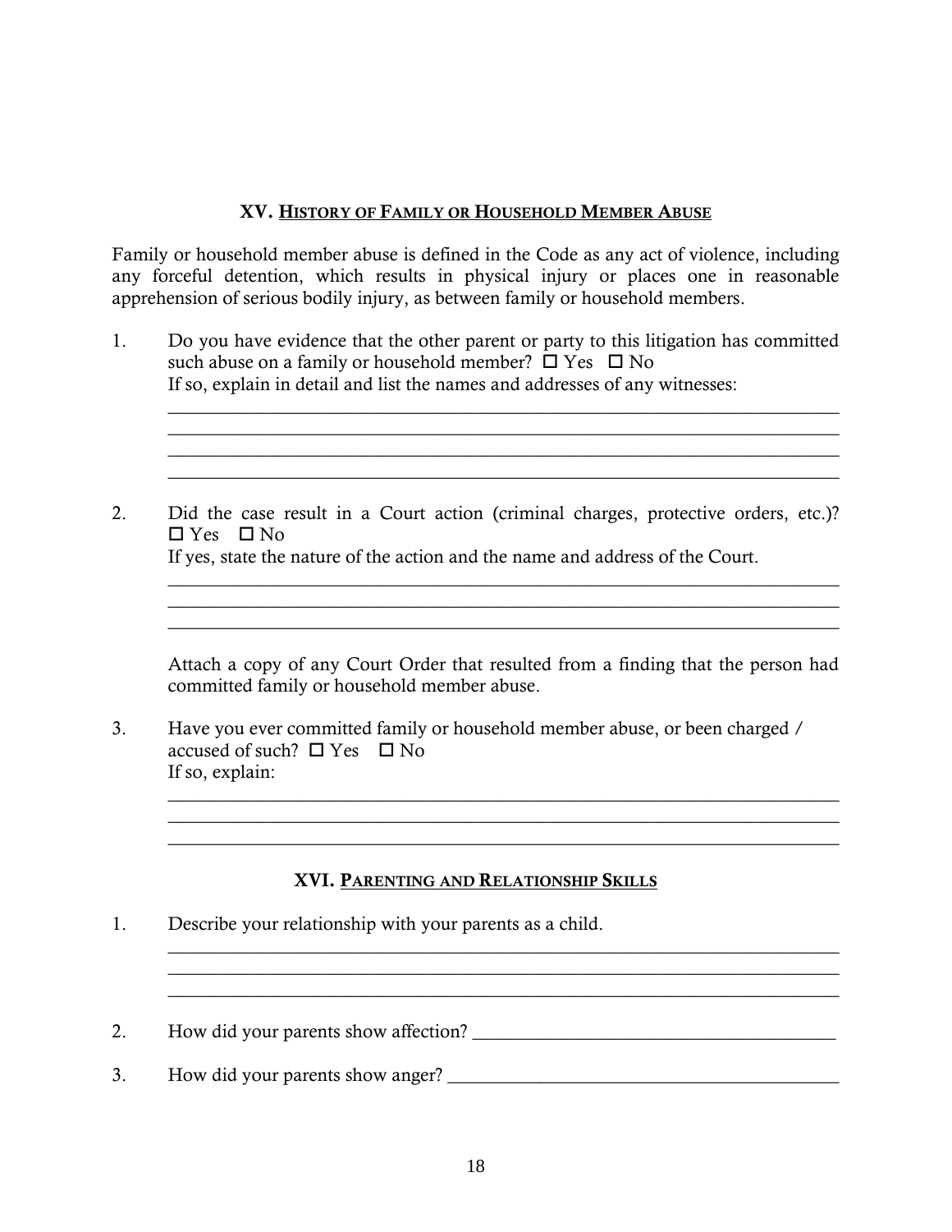## XV. HISTORY OF FAMILY OR HOUSEHOLD MEMBER ABUSE

Family or household member abuse is defined in the Code as any act of violence, including any forceful detention, which results in physical injury or places one in reasonable apprehension of serious bodily injury, as between family or household members.

1. Do you have evidence that the other parent or party to this litigation has committed such abuse on a family or household member? ☐ Yes ☐ No
   If so, explain in detail and list the names and addresses of any witnesses:
   ______________________________________________________________________
   ______________________________________________________________________
   ______________________________________________________________________
   ______________________________________________________________________

2. Did the case result in a Court action (criminal charges, protective orders, etc.)? ☐ Yes ☐ No
   If yes, state the nature of the action and the name and address of the Court.
   ______________________________________________________________________
   ______________________________________________________________________
   ______________________________________________________________________

   Attach a copy of any Court Order that resulted from a finding that the person had committed family or household member abuse.

3. Have you ever committed family or household member abuse, or been charged / accused of such? ☐ Yes ☐ No
   If so, explain:
   ______________________________________________________________________
   ______________________________________________________________________
   ______________________________________________________________________

## XVI. PARENTING AND RELATIONSHIP SKILLS

1. Describe your relationship with your parents as a child.
   ______________________________________________________________________
   ______________________________________________________________________
   ______________________________________________________________________

2. How did your parents show affection? ________________________________________

3. How did your parents show anger? __________________________________________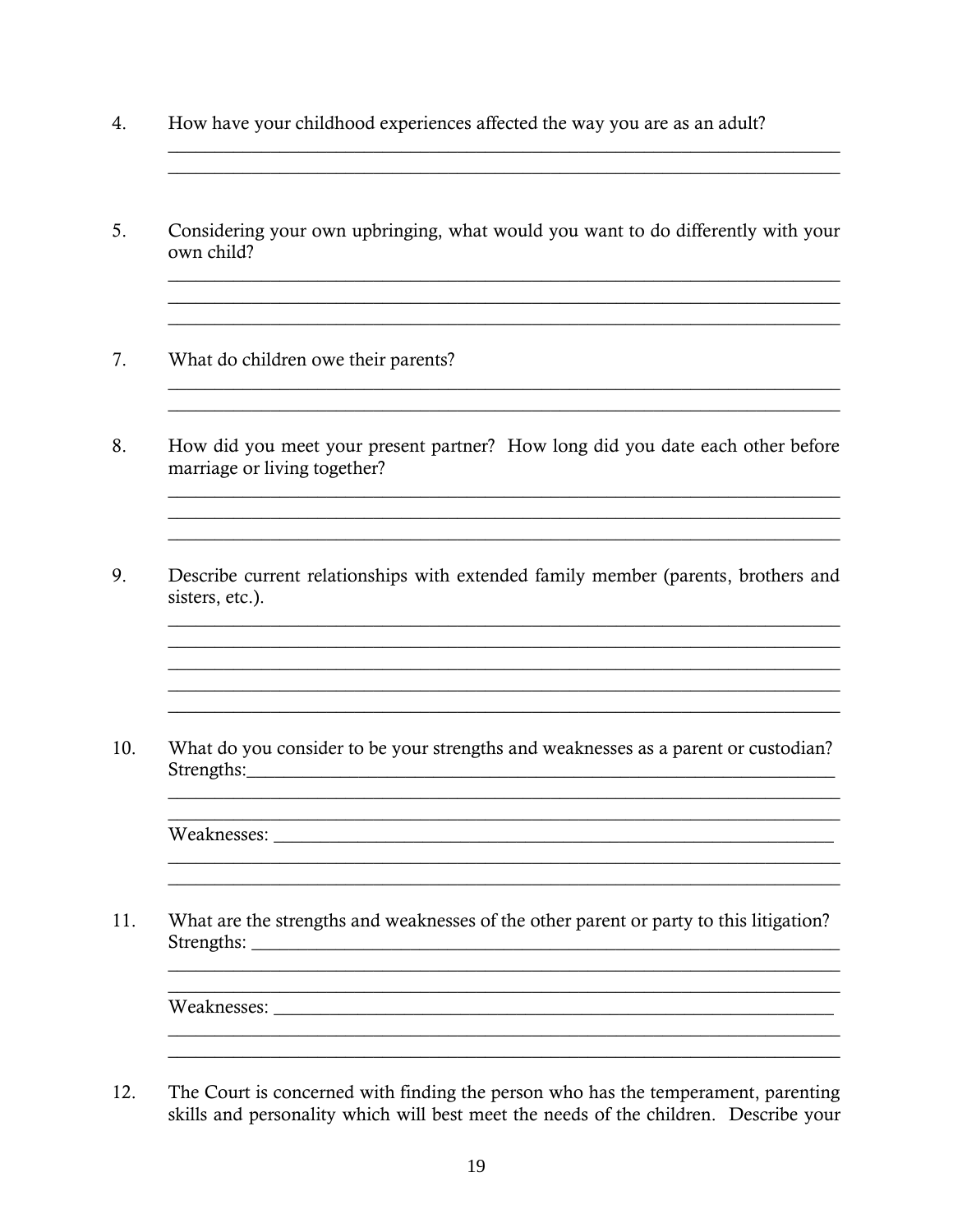4. How have your childhood experiences affected the way you are as an adult?

______________________________________________________________________
______________________________________________________________________

5. Considering your own upbringing, what would you want to do differently with your own child?

______________________________________________________________________
______________________________________________________________________
______________________________________________________________________

7. What do children owe their parents?

______________________________________________________________________
______________________________________________________________________

8. How did you meet your present partner? How long did you date each other before marriage or living together?

______________________________________________________________________
______________________________________________________________________
______________________________________________________________________

9. Describe current relationships with extended family member (parents, brothers and sisters, etc.).

______________________________________________________________________
______________________________________________________________________
______________________________________________________________________
______________________________________________________________________
______________________________________________________________________

10. What do you consider to be your strengths and weaknesses as a parent or custodian?

Strengths:____________________________________________________________
______________________________________________________________________
______________________________________________________________________

Weaknesses: __________________________________________________________
______________________________________________________________________
______________________________________________________________________

11. What are the strengths and weaknesses of the other parent or party to this litigation?

Strengths: ____________________________________________________________
______________________________________________________________________
______________________________________________________________________

Weaknesses: __________________________________________________________
______________________________________________________________________
______________________________________________________________________

12. The Court is concerned with finding the person who has the temperament, parenting skills and personality which will best meet the needs of the children. Describe your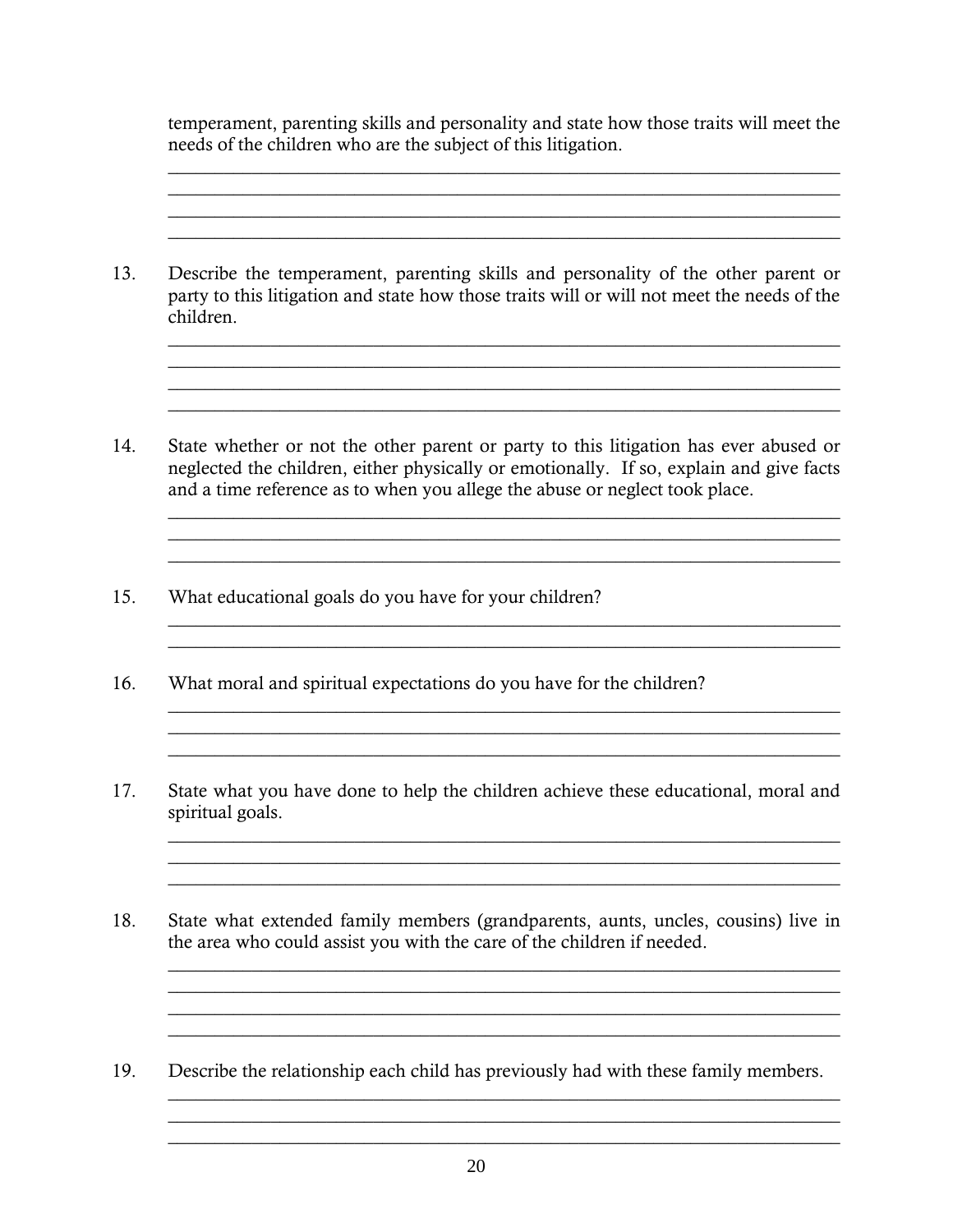temperament, parenting skills and personality and state how those traits will meet the needs of the children who are the subject of this litigation.

_______________________________________________________________________
_______________________________________________________________________
_______________________________________________________________________
_______________________________________________________________________

13. Describe the temperament, parenting skills and personality of the other parent or party to this litigation and state how those traits will or will not meet the needs of the children.

_______________________________________________________________________
_______________________________________________________________________
_______________________________________________________________________
_______________________________________________________________________

14. State whether or not the other parent or party to this litigation has ever abused or neglected the children, either physically or emotionally. If so, explain and give facts and a time reference as to when you allege the abuse or neglect took place.

_______________________________________________________________________
_______________________________________________________________________
_______________________________________________________________________

15. What educational goals do you have for your children?

_______________________________________________________________________
_______________________________________________________________________

16. What moral and spiritual expectations do you have for the children?

_______________________________________________________________________
_______________________________________________________________________
_______________________________________________________________________

17. State what you have done to help the children achieve these educational, moral and spiritual goals.

_______________________________________________________________________
_______________________________________________________________________
_______________________________________________________________________

18. State what extended family members (grandparents, aunts, uncles, cousins) live in the area who could assist you with the care of the children if needed.

_______________________________________________________________________
_______________________________________________________________________
_______________________________________________________________________
_______________________________________________________________________

19. Describe the relationship each child has previously had with these family members.

_______________________________________________________________________
_______________________________________________________________________
_______________________________________________________________________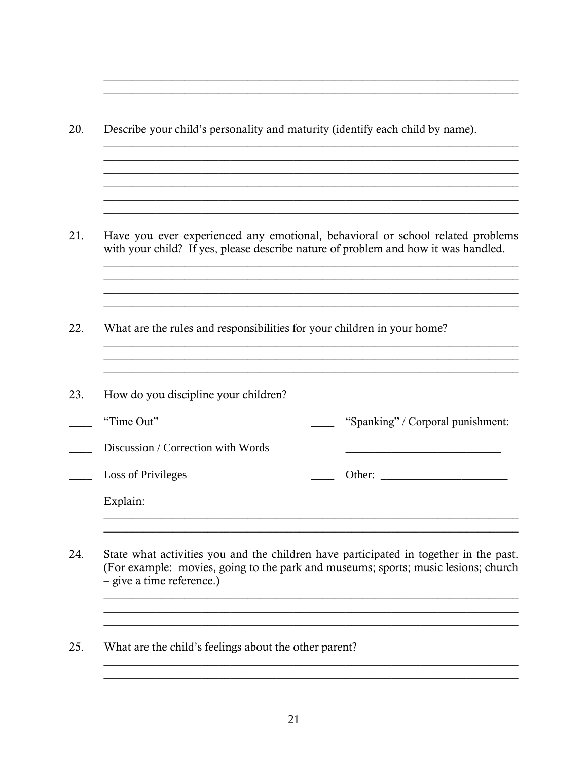______________________________________________________________________
______________________________________________________________________

20. Describe your child's personality and maturity (identify each child by name).

______________________________________________________________________
______________________________________________________________________
______________________________________________________________________
______________________________________________________________________
______________________________________________________________________

21. Have you ever experienced any emotional, behavioral or school related problems with your child? If yes, please describe nature of problem and how it was handled.

______________________________________________________________________
______________________________________________________________________
______________________________________________________________________
______________________________________________________________________

22. What are the rules and responsibilities for your children in your home?

______________________________________________________________________
______________________________________________________________________
______________________________________________________________________

23. How do you discipline your children?

____ "Time Out"  ____ "Spanking" / Corporal punishment: ___________________________

____ Discussion / Correction with Words

____ Loss of Privileges  ____ Other: ______________________

Explain:

______________________________________________________________________
______________________________________________________________________

24. State what activities you and the children have participated in together in the past. (For example: movies, going to the park and museums; sports; music lesions; church – give a time reference.)

______________________________________________________________________
______________________________________________________________________
______________________________________________________________________

25. What are the child's feelings about the other parent?

______________________________________________________________________
______________________________________________________________________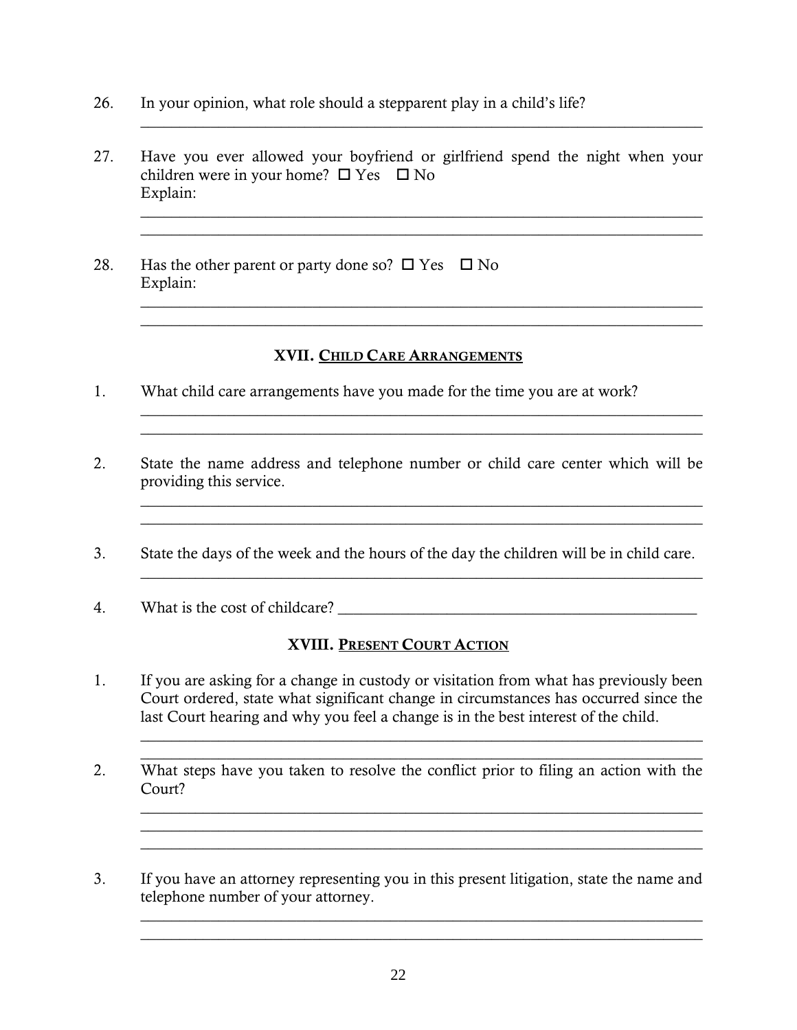26. In your opinion, what role should a stepparent play in a child's life?

______________________________________________________________________

27. Have you ever allowed your boyfriend or girlfriend spend the night when your children were in your home? ☐ Yes ☐ No
    Explain:

______________________________________________________________________
______________________________________________________________________

28. Has the other parent or party done so? ☐ Yes ☐ No
    Explain:

______________________________________________________________________
______________________________________________________________________

## XVII. CHILD CARE ARRANGEMENTS

1. What child care arrangements have you made for the time you are at work?

______________________________________________________________________
______________________________________________________________________

2. State the name address and telephone number or child care center which will be providing this service.

______________________________________________________________________
______________________________________________________________________

3. State the days of the week and the hours of the day the children will be in child care.

______________________________________________________________________

4. What is the cost of childcare? ______________________________________________

## XVIII. PRESENT COURT ACTION

1. If you are asking for a change in custody or visitation from what has previously been Court ordered, state what significant change in circumstances has occurred since the last Court hearing and why you feel a change is in the best interest of the child.

______________________________________________________________________
______________________________________________________________________

2. What steps have you taken to resolve the conflict prior to filing an action with the Court?

______________________________________________________________________
______________________________________________________________________
______________________________________________________________________

3. If you have an attorney representing you in this present litigation, state the name and telephone number of your attorney.

______________________________________________________________________
______________________________________________________________________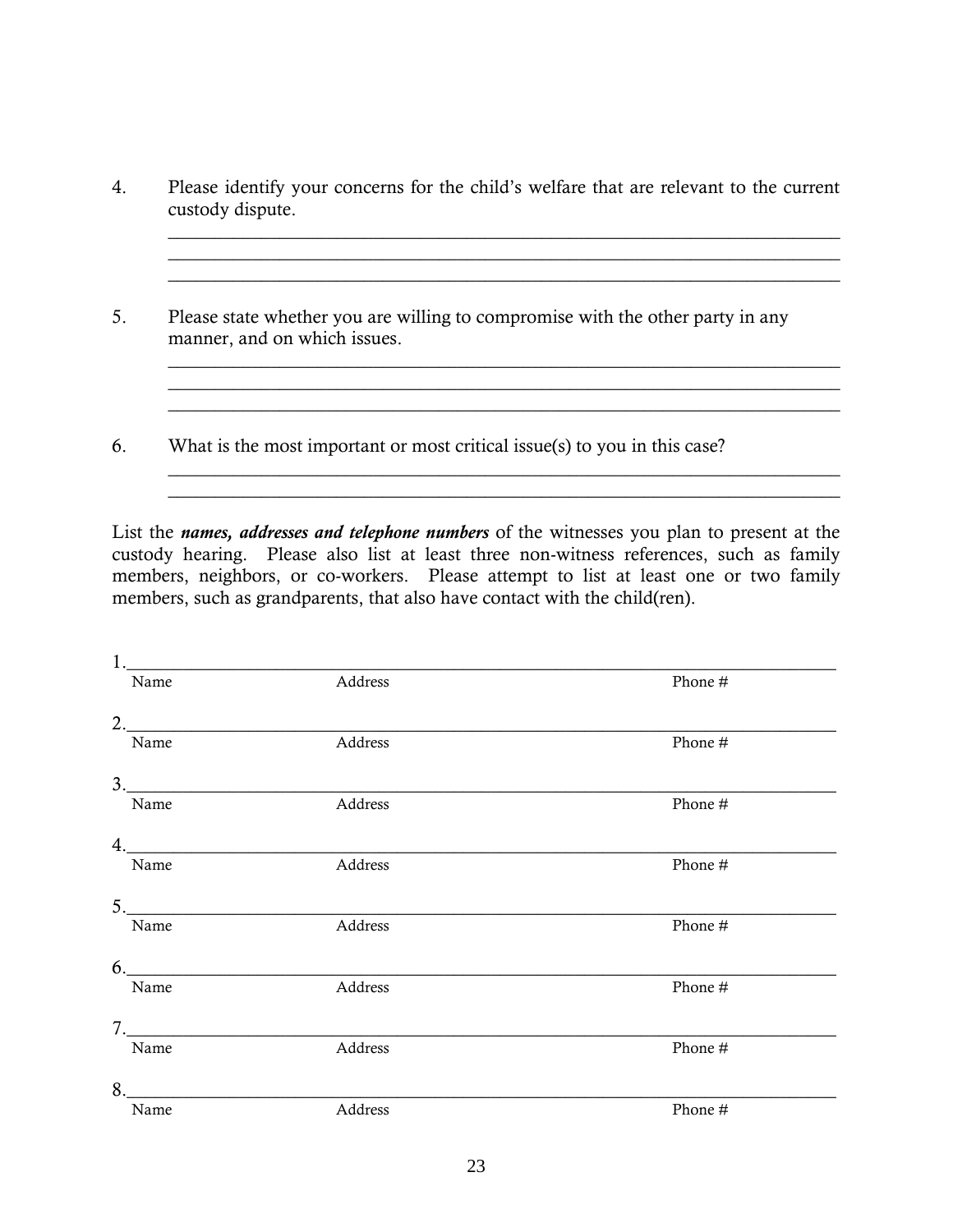4. Please identify your concerns for the child's welfare that are relevant to the current custody dispute.

   \_\_\_\_\_\_\_\_\_\_\_\_\_\_\_\_\_\_\_\_\_\_\_\_\_\_\_\_\_\_\_\_\_\_\_\_\_\_\_\_\_\_\_\_\_\_\_\_\_\_\_\_\_\_\_\_\_\_\_\_\_\_\_\_\_\_\_\_\_\_
   \_\_\_\_\_\_\_\_\_\_\_\_\_\_\_\_\_\_\_\_\_\_\_\_\_\_\_\_\_\_\_\_\_\_\_\_\_\_\_\_\_\_\_\_\_\_\_\_\_\_\_\_\_\_\_\_\_\_\_\_\_\_\_\_\_\_\_\_\_\_
   \_\_\_\_\_\_\_\_\_\_\_\_\_\_\_\_\_\_\_\_\_\_\_\_\_\_\_\_\_\_\_\_\_\_\_\_\_\_\_\_\_\_\_\_\_\_\_\_\_\_\_\_\_\_\_\_\_\_\_\_\_\_\_\_\_\_\_\_\_\_

5. Please state whether you are willing to compromise with the other party in any manner, and on which issues.

   \_\_\_\_\_\_\_\_\_\_\_\_\_\_\_\_\_\_\_\_\_\_\_\_\_\_\_\_\_\_\_\_\_\_\_\_\_\_\_\_\_\_\_\_\_\_\_\_\_\_\_\_\_\_\_\_\_\_\_\_\_\_\_\_\_\_\_\_\_\_
   \_\_\_\_\_\_\_\_\_\_\_\_\_\_\_\_\_\_\_\_\_\_\_\_\_\_\_\_\_\_\_\_\_\_\_\_\_\_\_\_\_\_\_\_\_\_\_\_\_\_\_\_\_\_\_\_\_\_\_\_\_\_\_\_\_\_\_\_\_\_
   \_\_\_\_\_\_\_\_\_\_\_\_\_\_\_\_\_\_\_\_\_\_\_\_\_\_\_\_\_\_\_\_\_\_\_\_\_\_\_\_\_\_\_\_\_\_\_\_\_\_\_\_\_\_\_\_\_\_\_\_\_\_\_\_\_\_\_\_\_\_

6. What is the most important or most critical issue(s) to you in this case?

   \_\_\_\_\_\_\_\_\_\_\_\_\_\_\_\_\_\_\_\_\_\_\_\_\_\_\_\_\_\_\_\_\_\_\_\_\_\_\_\_\_\_\_\_\_\_\_\_\_\_\_\_\_\_\_\_\_\_\_\_\_\_\_\_\_\_\_\_\_\_
   \_\_\_\_\_\_\_\_\_\_\_\_\_\_\_\_\_\_\_\_\_\_\_\_\_\_\_\_\_\_\_\_\_\_\_\_\_\_\_\_\_\_\_\_\_\_\_\_\_\_\_\_\_\_\_\_\_\_\_\_\_\_\_\_\_\_\_\_\_\_

List the ***names, addresses and telephone numbers*** of the witnesses you plan to present at the custody hearing. Please also list at least three non-witness references, such as family members, neighbors, or co-workers. Please attempt to list at least one or two family members, such as grandparents, that also have contact with the child(ren).

| | Name | Address | Phone # |
|---|---|---|---|
| 1. | | | |
| 2. | | | |
| 3. | | | |
| 4. | | | |
| 5. | | | |
| 6. | | | |
| 7. | | | |
| 8. | | | |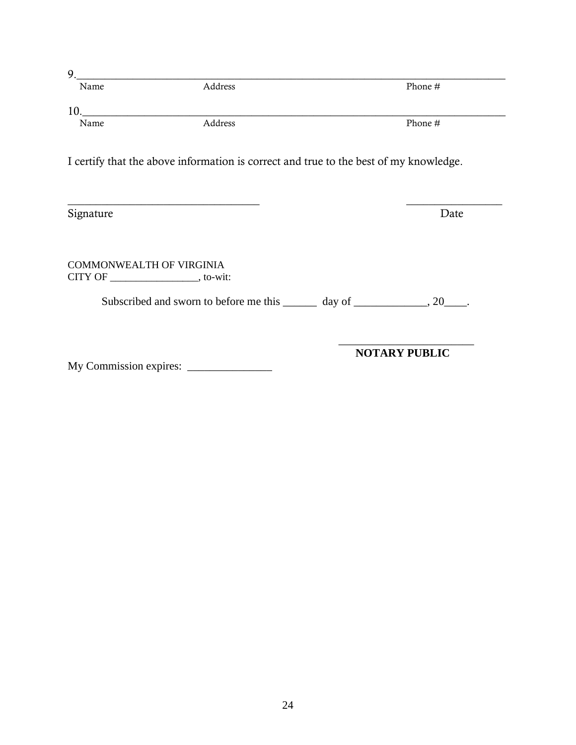9.\_\_\_\_\_\_\_\_\_\_\_\_\_\_\_\_\_\_\_\_\_\_\_\_\_\_\_\_\_\_\_\_\_\_\_\_\_\_\_\_\_\_\_\_\_\_\_\_\_\_\_\_\_\_\_\_\_\_\_\_\_\_\_\_\_\_\_\_\_\_

Name                                        Address                                                                        Phone #

10.\_\_\_\_\_\_\_\_\_\_\_\_\_\_\_\_\_\_\_\_\_\_\_\_\_\_\_\_\_\_\_\_\_\_\_\_\_\_\_\_\_\_\_\_\_\_\_\_\_\_\_\_\_\_\_\_\_\_\_\_\_\_\_\_\_\_\_\_\_

Name                                        Address                                                                        Phone #

I certify that the above information is correct and true to the best of my knowledge.

\_\_\_\_\_\_\_\_\_\_\_\_\_\_\_\_\_\_\_\_\_\_\_\_\_\_\_\_\_\_\_\_\_\_\_\_                                        \_\_\_\_\_\_\_\_\_\_\_\_\_\_\_\_\_\_

Signature                                                                                                                  Date

COMMONWEALTH OF VIRGINIA
CITY OF \_\_\_\_\_\_\_\_\_\_\_\_\_\_\_\_\_, to-wit:

Subscribed and sworn to before me this \_\_\_\_\_\_ day of \_\_\_\_\_\_\_\_\_\_\_\_\_, 20\_\_\_\_.

\_\_\_\_\_\_\_\_\_\_\_\_\_\_\_\_\_\_\_\_\_\_\_\_\_\_

**NOTARY PUBLIC**

My Commission expires: \_\_\_\_\_\_\_\_\_\_\_\_\_\_\_